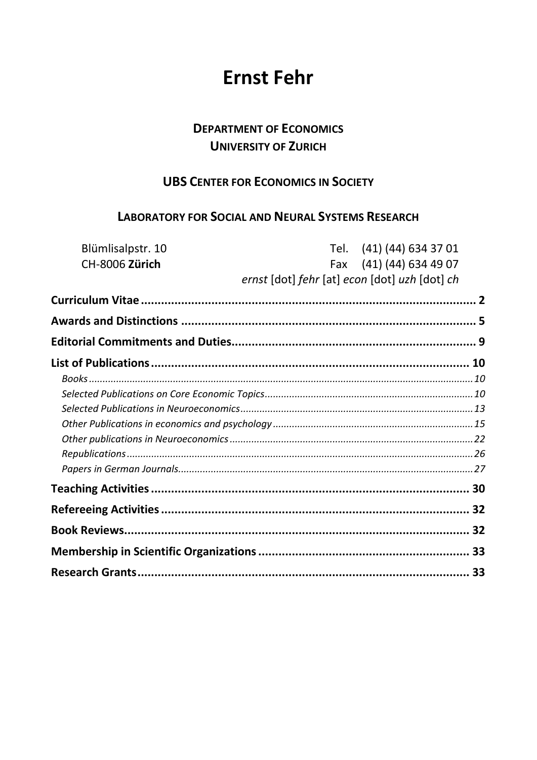# Ernst Fehr

**DEPARTMENT OF ECONOMICS**
**UNIVERSITY OF ZURICH**

**UBS CENTER FOR ECONOMICS IN SOCIETY**

**LABORATORY FOR SOCIAL AND NEURAL SYSTEMS RESEARCH**

Blümlisalpstr. 10
CH-8006 **Zürich**

Tel. (41) (44) 634 37 01
Fax (41) (44) 634 49 07
*ernst* [dot] *fehr* [at] *econ* [dot] *uzh* [dot] *ch*

**Curriculum Vitae** ........................................ 2
**Awards and Distinctions** ........................................ 5
**Editorial Commitments and Duties** ........................................ 9
**List of Publications** ........................................ 10
- *Books* ........................................ 10
- *Selected Publications on Core Economic Topics* ........................................ 10
- *Selected Publications in Neuroeconomics* ........................................ 13
- *Other Publications in economics and psychology* ........................................ 15
- *Other publications in Neuroeconomics* ........................................ 22
- *Republications* ........................................ 26
- *Papers in German Journals* ........................................ 27

**Teaching Activities** ........................................ 30
**Refereeing Activities** ........................................ 32
**Book Reviews** ........................................ 32
**Membership in Scientific Organizations** ........................................ 33
**Research Grants** ........................................ 33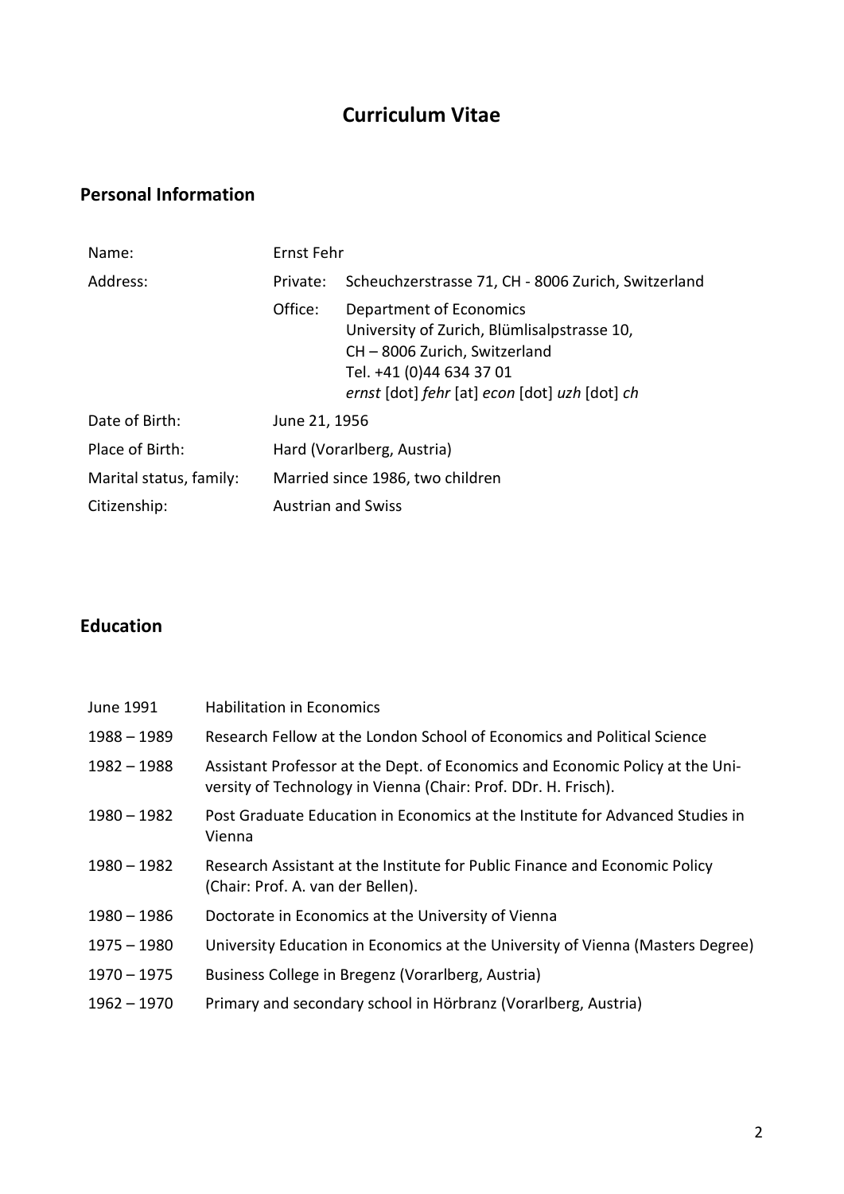# Curriculum Vitae

## Personal Information

| | | |
|---|---|---|
| Name: | Ernst Fehr | |
| Address: | Private: | Scheuchzerstrasse 71, CH - 8006 Zurich, Switzerland |
| | Office: | Department of Economics<br>University of Zurich, Blümlisalpstrasse 10,<br>CH – 8006 Zurich, Switzerland<br>Tel. +41 (0)44 634 37 01<br>*ernst* [dot] *fehr* [at] *econ* [dot] *uzh* [dot] *ch* |
| Date of Birth: | June 21, 1956 | |
| Place of Birth: | Hard (Vorarlberg, Austria) | |
| Marital status, family: | Married since 1986, two children | |
| Citizenship: | Austrian and Swiss | |

## Education

| | |
|---|---|
| June 1991 | Habilitation in Economics |
| 1988 – 1989 | Research Fellow at the London School of Economics and Political Science |
| 1982 – 1988 | Assistant Professor at the Dept. of Economics and Economic Policy at the University of Technology in Vienna (Chair: Prof. DDr. H. Frisch). |
| 1980 – 1982 | Post Graduate Education in Economics at the Institute for Advanced Studies in Vienna |
| 1980 – 1982 | Research Assistant at the Institute for Public Finance and Economic Policy (Chair: Prof. A. van der Bellen). |
| 1980 – 1986 | Doctorate in Economics at the University of Vienna |
| 1975 – 1980 | University Education in Economics at the University of Vienna (Masters Degree) |
| 1970 – 1975 | Business College in Bregenz (Vorarlberg, Austria) |
| 1962 – 1970 | Primary and secondary school in Hörbranz (Vorarlberg, Austria) |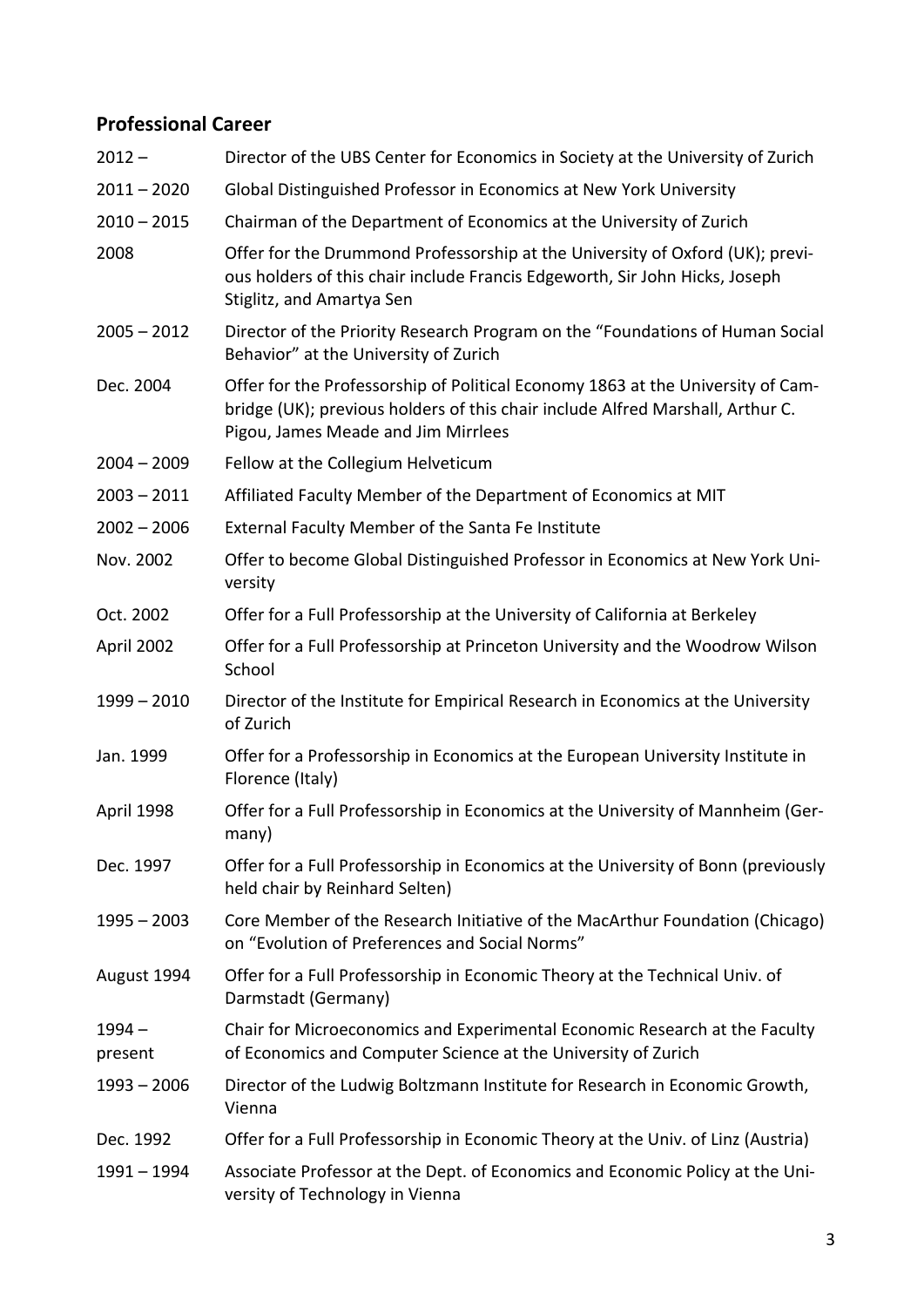## Professional Career

| | |
|---|---|
| 2012 – | Director of the UBS Center for Economics in Society at the University of Zurich |
| 2011 – 2020 | Global Distinguished Professor in Economics at New York University |
| 2010 – 2015 | Chairman of the Department of Economics at the University of Zurich |
| 2008 | Offer for the Drummond Professorship at the University of Oxford (UK); previous holders of this chair include Francis Edgeworth, Sir John Hicks, Joseph Stiglitz, and Amartya Sen |
| 2005 – 2012 | Director of the Priority Research Program on the "Foundations of Human Social Behavior" at the University of Zurich |
| Dec. 2004 | Offer for the Professorship of Political Economy 1863 at the University of Cambridge (UK); previous holders of this chair include Alfred Marshall, Arthur C. Pigou, James Meade and Jim Mirrlees |
| 2004 – 2009 | Fellow at the Collegium Helveticum |
| 2003 – 2011 | Affiliated Faculty Member of the Department of Economics at MIT |
| 2002 – 2006 | External Faculty Member of the Santa Fe Institute |
| Nov. 2002 | Offer to become Global Distinguished Professor in Economics at New York University |
| Oct. 2002 | Offer for a Full Professorship at the University of California at Berkeley |
| April 2002 | Offer for a Full Professorship at Princeton University and the Woodrow Wilson School |
| 1999 – 2010 | Director of the Institute for Empirical Research in Economics at the University of Zurich |
| Jan. 1999 | Offer for a Professorship in Economics at the European University Institute in Florence (Italy) |
| April 1998 | Offer for a Full Professorship in Economics at the University of Mannheim (Germany) |
| Dec. 1997 | Offer for a Full Professorship in Economics at the University of Bonn (previously held chair by Reinhard Selten) |
| 1995 – 2003 | Core Member of the Research Initiative of the MacArthur Foundation (Chicago) on "Evolution of Preferences and Social Norms" |
| August 1994 | Offer for a Full Professorship in Economic Theory at the Technical Univ. of Darmstadt (Germany) |
| 1994 – present | Chair for Microeconomics and Experimental Economic Research at the Faculty of Economics and Computer Science at the University of Zurich |
| 1993 – 2006 | Director of the Ludwig Boltzmann Institute for Research in Economic Growth, Vienna |
| Dec. 1992 | Offer for a Full Professorship in Economic Theory at the Univ. of Linz (Austria) |
| 1991 – 1994 | Associate Professor at the Dept. of Economics and Economic Policy at the University of Technology in Vienna |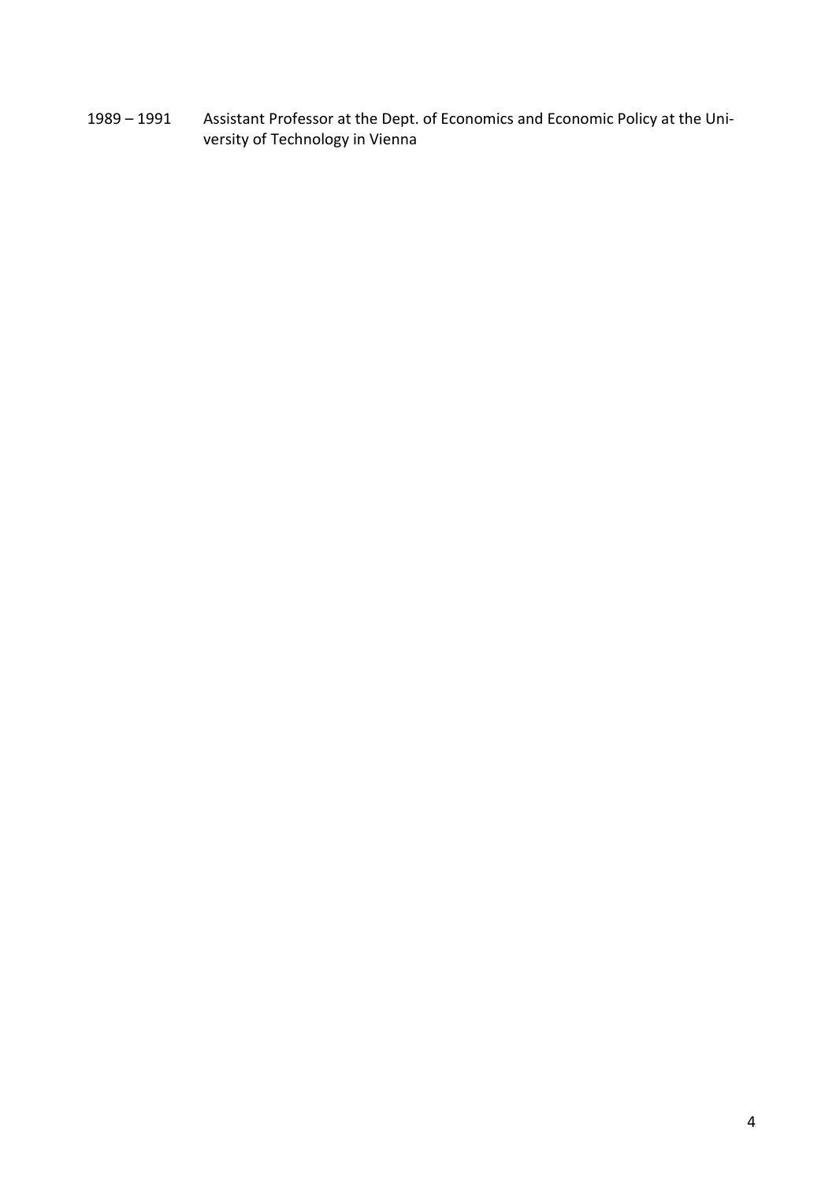1989 – 1991 Assistant Professor at the Dept. of Economics and Economic Policy at the University of Technology in Vienna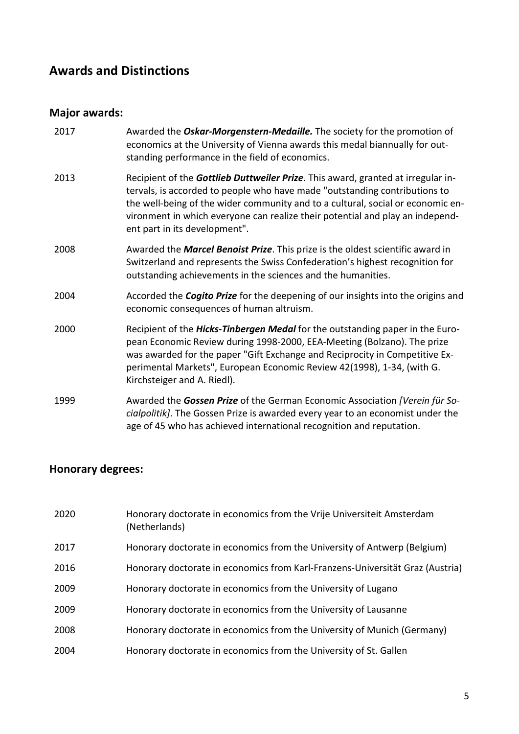## Awards and Distinctions

### Major awards:

| | |
|---|---|
| 2017 | Awarded the ***Oskar-Morgenstern-Medaille.*** The society for the promotion of economics at the University of Vienna awards this medal biannually for outstanding performance in the field of economics. |
| 2013 | Recipient of the ***Gottlieb Duttweiler Prize***. This award, granted at irregular intervals, is accorded to people who have made "outstanding contributions to the well-being of the wider community and to a cultural, social or economic environment in which everyone can realize their potential and play an independent part in its development". |
| 2008 | Awarded the ***Marcel Benoist Prize***. This prize is the oldest scientific award in Switzerland and represents the Swiss Confederation's highest recognition for outstanding achievements in the sciences and the humanities. |
| 2004 | Accorded the ***Cogito Prize*** for the deepening of our insights into the origins and economic consequences of human altruism. |
| 2000 | Recipient of the ***Hicks-Tinbergen Medal*** for the outstanding paper in the European Economic Review during 1998-2000, EEA-Meeting (Bolzano). The prize was awarded for the paper "Gift Exchange and Reciprocity in Competitive Experimental Markets", European Economic Review 42(1998), 1-34, (with G. Kirchsteiger and A. Riedl). |
| 1999 | Awarded the ***Gossen Prize*** of the German Economic Association *[Verein für Socialpolitik]*. The Gossen Prize is awarded every year to an economist under the age of 45 who has achieved international recognition and reputation. |

### Honorary degrees:

| | |
|---|---|
| 2020 | Honorary doctorate in economics from the Vrije Universiteit Amsterdam (Netherlands) |
| 2017 | Honorary doctorate in economics from the University of Antwerp (Belgium) |
| 2016 | Honorary doctorate in economics from Karl-Franzens-Universität Graz (Austria) |
| 2009 | Honorary doctorate in economics from the University of Lugano |
| 2009 | Honorary doctorate in economics from the University of Lausanne |
| 2008 | Honorary doctorate in economics from the University of Munich (Germany) |
| 2004 | Honorary doctorate in economics from the University of St. Gallen |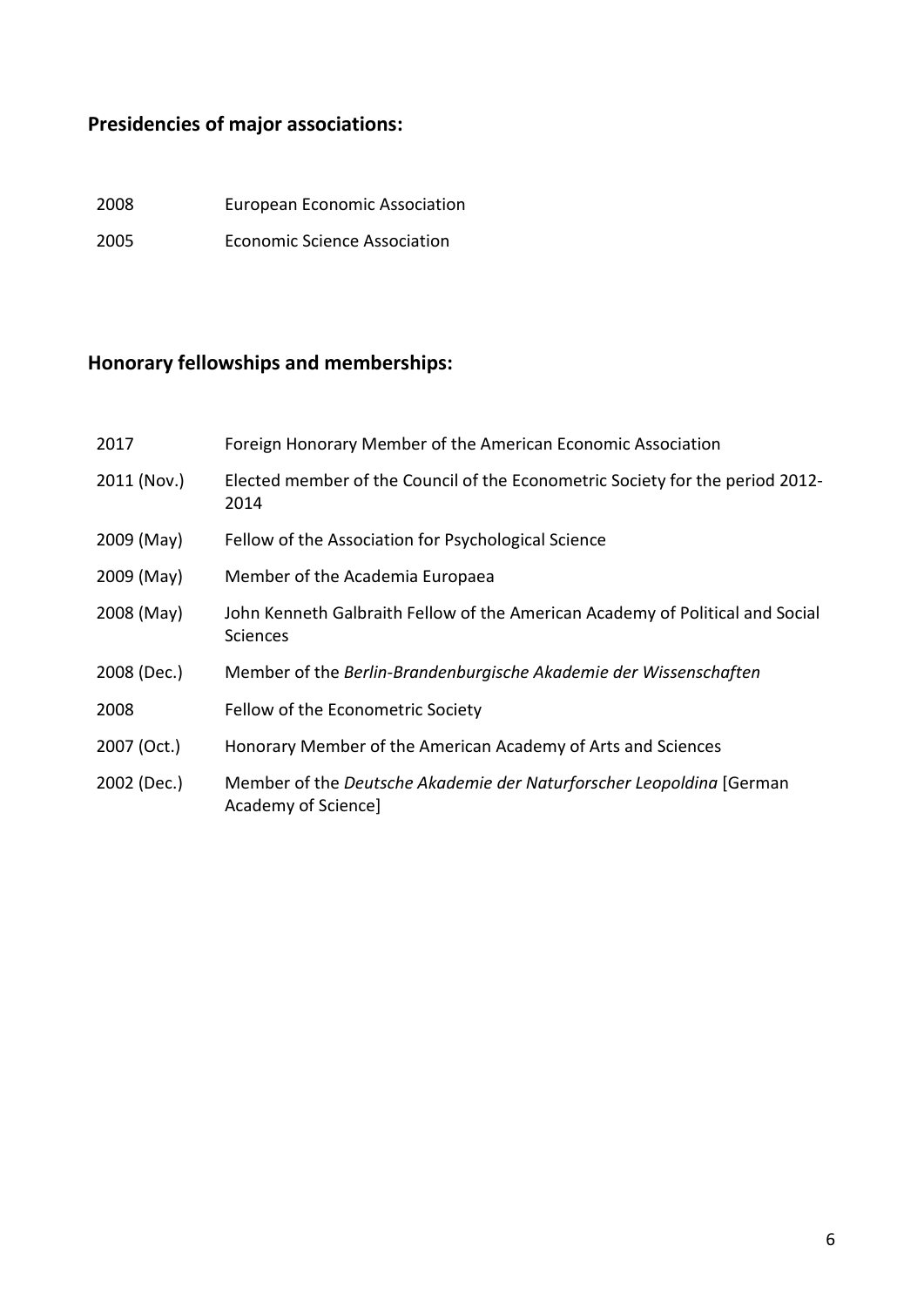## Presidencies of major associations:

| | |
|---|---|
| 2008 | European Economic Association |
| 2005 | Economic Science Association |

## Honorary fellowships and memberships:

| | |
|---|---|
| 2017 | Foreign Honorary Member of the American Economic Association |
| 2011 (Nov.) | Elected member of the Council of the Econometric Society for the period 2012-2014 |
| 2009 (May) | Fellow of the Association for Psychological Science |
| 2009 (May) | Member of the Academia Europaea |
| 2008 (May) | John Kenneth Galbraith Fellow of the American Academy of Political and Social Sciences |
| 2008 (Dec.) | Member of the *Berlin-Brandenburgische Akademie der Wissenschaften* |
| 2008 | Fellow of the Econometric Society |
| 2007 (Oct.) | Honorary Member of the American Academy of Arts and Sciences |
| 2002 (Dec.) | Member of the *Deutsche Akademie der Naturforscher Leopoldina* [German Academy of Science] |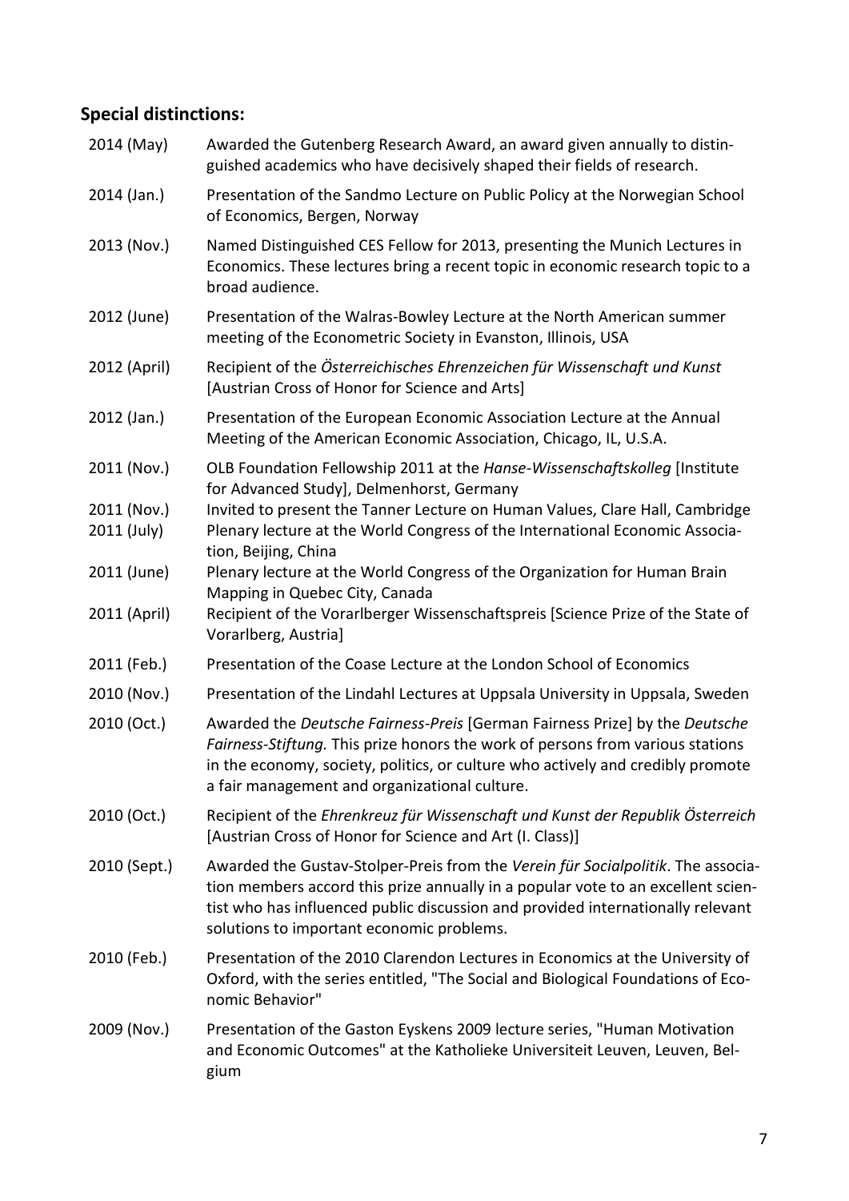## Special distinctions:

2014 (May) Awarded the Gutenberg Research Award, an award given annually to distinguished academics who have decisively shaped their fields of research.

2014 (Jan.) Presentation of the Sandmo Lecture on Public Policy at the Norwegian School of Economics, Bergen, Norway

2013 (Nov.) Named Distinguished CES Fellow for 2013, presenting the Munich Lectures in Economics. These lectures bring a recent topic in economic research topic to a broad audience.

2012 (June) Presentation of the Walras-Bowley Lecture at the North American summer meeting of the Econometric Society in Evanston, Illinois, USA

2012 (April) Recipient of the *Österreichisches Ehrenzeichen für Wissenschaft und Kunst* [Austrian Cross of Honor for Science and Arts]

2012 (Jan.) Presentation of the European Economic Association Lecture at the Annual Meeting of the American Economic Association, Chicago, IL, U.S.A.

2011 (Nov.) OLB Foundation Fellowship 2011 at the *Hanse-Wissenschaftskolleg* [Institute for Advanced Study], Delmenhorst, Germany

2011 (Nov.) Invited to present the Tanner Lecture on Human Values, Clare Hall, Cambridge

2011 (July) Plenary lecture at the World Congress of the International Economic Association, Beijing, China

2011 (June) Plenary lecture at the World Congress of the Organization for Human Brain Mapping in Quebec City, Canada

2011 (April) Recipient of the Vorarlberger Wissenschaftspreis [Science Prize of the State of Vorarlberg, Austria]

2011 (Feb.) Presentation of the Coase Lecture at the London School of Economics

2010 (Nov.) Presentation of the Lindahl Lectures at Uppsala University in Uppsala, Sweden

2010 (Oct.) Awarded the *Deutsche Fairness-Preis* [German Fairness Prize] by the *Deutsche Fairness-Stiftung.* This prize honors the work of persons from various stations in the economy, society, politics, or culture who actively and credibly promote a fair management and organizational culture.

2010 (Oct.) Recipient of the *Ehrenkreuz für Wissenschaft und Kunst der Republik Österreich* [Austrian Cross of Honor for Science and Art (I. Class)]

2010 (Sept.) Awarded the Gustav-Stolper-Preis from the *Verein für Socialpolitik*. The association members accord this prize annually in a popular vote to an excellent scientist who has influenced public discussion and provided internationally relevant solutions to important economic problems.

2010 (Feb.) Presentation of the 2010 Clarendon Lectures in Economics at the University of Oxford, with the series entitled, "The Social and Biological Foundations of Economic Behavior"

2009 (Nov.) Presentation of the Gaston Eyskens 2009 lecture series, "Human Motivation and Economic Outcomes" at the Katholieke Universiteit Leuven, Leuven, Belgium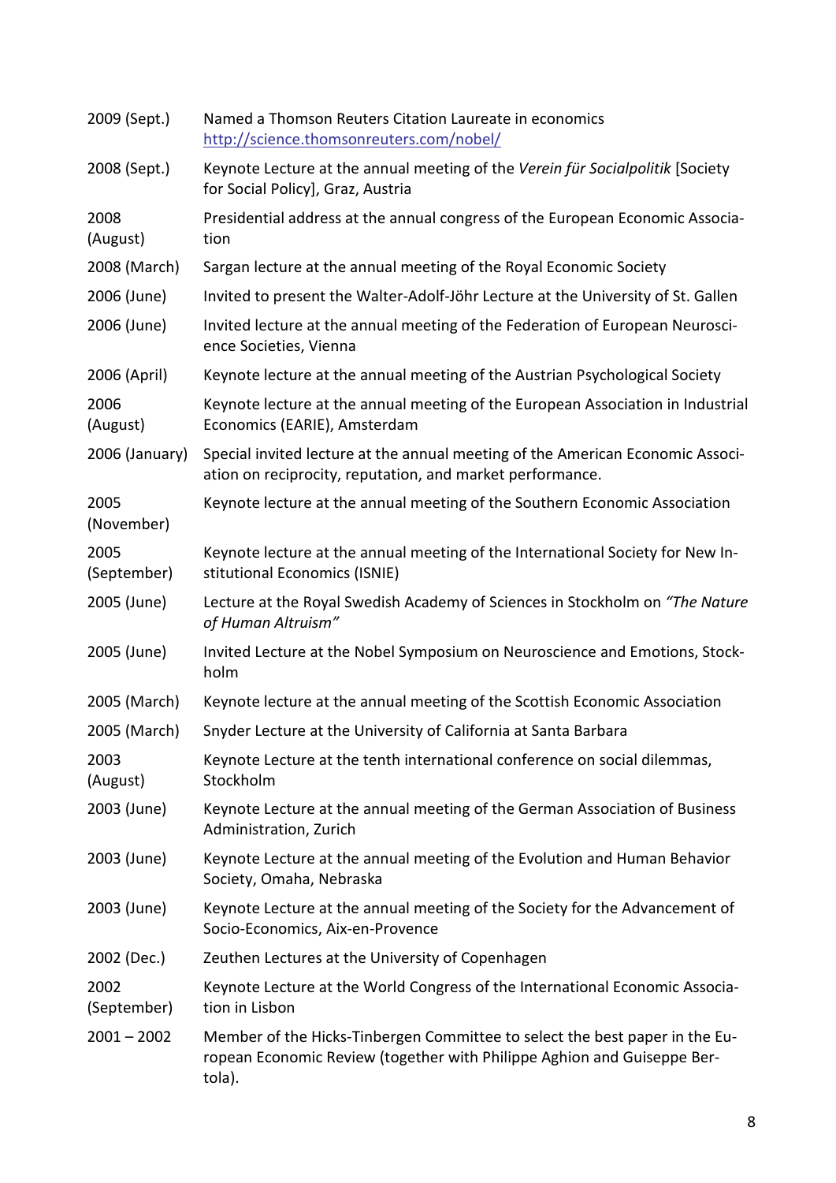| | |
|---|---|
| 2009 (Sept.) | Named a Thomson Reuters Citation Laureate in economics http://science.thomsonreuters.com/nobel/ |
| 2008 (Sept.) | Keynote Lecture at the annual meeting of the *Verein für Socialpolitik* [Society for Social Policy], Graz, Austria |
| 2008 (August) | Presidential address at the annual congress of the European Economic Association |
| 2008 (March) | Sargan lecture at the annual meeting of the Royal Economic Society |
| 2006 (June) | Invited to present the Walter-Adolf-Jöhr Lecture at the University of St. Gallen |
| 2006 (June) | Invited lecture at the annual meeting of the Federation of European Neuroscience Societies, Vienna |
| 2006 (April) | Keynote lecture at the annual meeting of the Austrian Psychological Society |
| 2006 (August) | Keynote lecture at the annual meeting of the European Association in Industrial Economics (EARIE), Amsterdam |
| 2006 (January) | Special invited lecture at the annual meeting of the American Economic Association on reciprocity, reputation, and market performance. |
| 2005 (November) | Keynote lecture at the annual meeting of the Southern Economic Association |
| 2005 (September) | Keynote lecture at the annual meeting of the International Society for New Institutional Economics (ISNIE) |
| 2005 (June) | Lecture at the Royal Swedish Academy of Sciences in Stockholm on *"The Nature of Human Altruism"* |
| 2005 (June) | Invited Lecture at the Nobel Symposium on Neuroscience and Emotions, Stockholm |
| 2005 (March) | Keynote lecture at the annual meeting of the Scottish Economic Association |
| 2005 (March) | Snyder Lecture at the University of California at Santa Barbara |
| 2003 (August) | Keynote Lecture at the tenth international conference on social dilemmas, Stockholm |
| 2003 (June) | Keynote Lecture at the annual meeting of the German Association of Business Administration, Zurich |
| 2003 (June) | Keynote Lecture at the annual meeting of the Evolution and Human Behavior Society, Omaha, Nebraska |
| 2003 (June) | Keynote Lecture at the annual meeting of the Society for the Advancement of Socio-Economics, Aix-en-Provence |
| 2002 (Dec.) | Zeuthen Lectures at the University of Copenhagen |
| 2002 (September) | Keynote Lecture at the World Congress of the International Economic Association in Lisbon |
| 2001 – 2002 | Member of the Hicks-Tinbergen Committee to select the best paper in the European Economic Review (together with Philippe Aghion and Guiseppe Bertola). |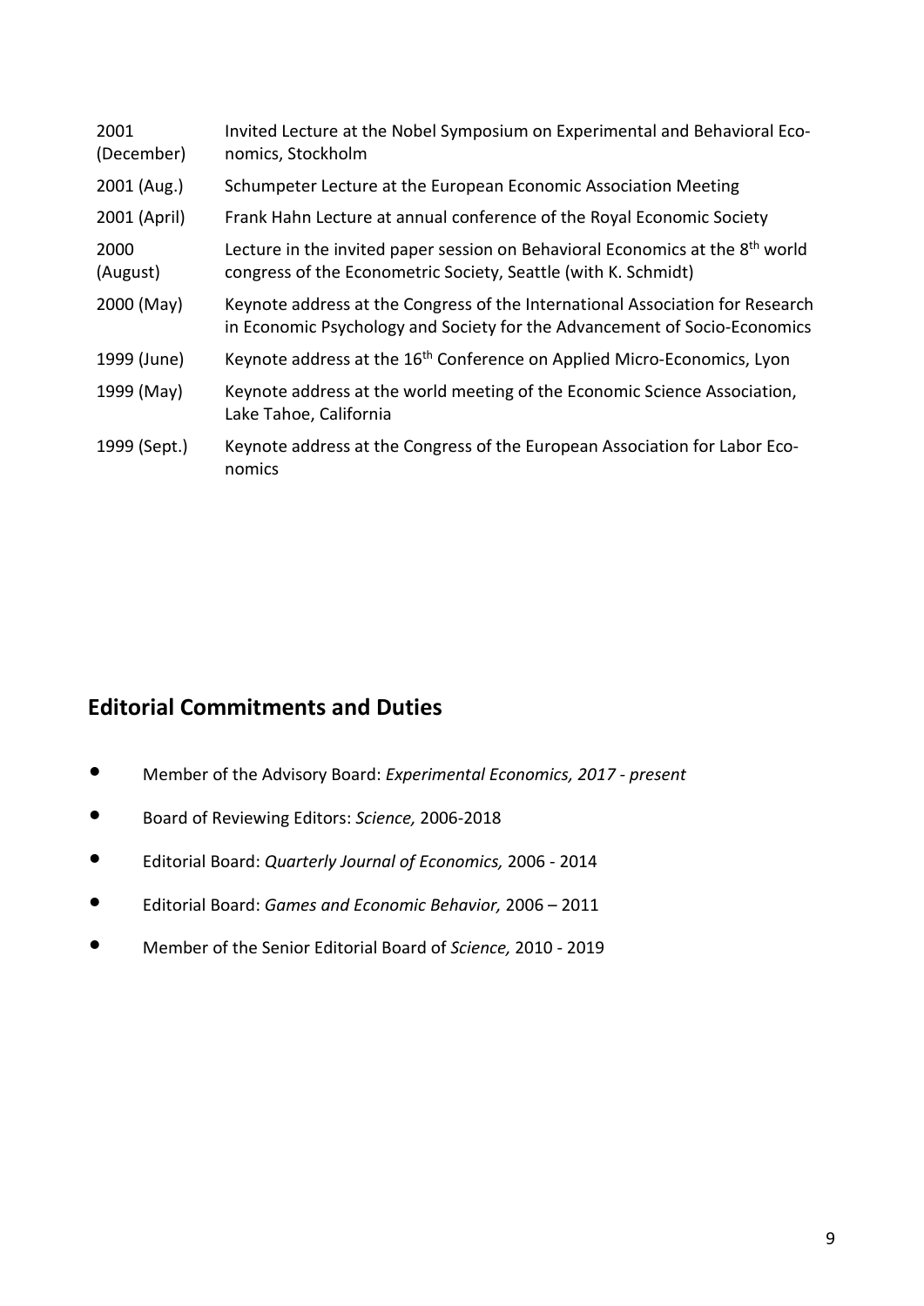| | |
|---|---|
| 2001 (December) | Invited Lecture at the Nobel Symposium on Experimental and Behavioral Economics, Stockholm |
| 2001 (Aug.) | Schumpeter Lecture at the European Economic Association Meeting |
| 2001 (April) | Frank Hahn Lecture at annual conference of the Royal Economic Society |
| 2000 (August) | Lecture in the invited paper session on Behavioral Economics at the 8th world congress of the Econometric Society, Seattle (with K. Schmidt) |
| 2000 (May) | Keynote address at the Congress of the International Association for Research in Economic Psychology and Society for the Advancement of Socio-Economics |
| 1999 (June) | Keynote address at the 16th Conference on Applied Micro-Economics, Lyon |
| 1999 (May) | Keynote address at the world meeting of the Economic Science Association, Lake Tahoe, California |
| 1999 (Sept.) | Keynote address at the Congress of the European Association for Labor Economics |

## Editorial Commitments and Duties

- Member of the Advisory Board: *Experimental Economics, 2017 - present*
- Board of Reviewing Editors: *Science,* 2006-2018
- Editorial Board: *Quarterly Journal of Economics,* 2006 - 2014
- Editorial Board: *Games and Economic Behavior,* 2006 – 2011
- Member of the Senior Editorial Board of *Science,* 2010 - 2019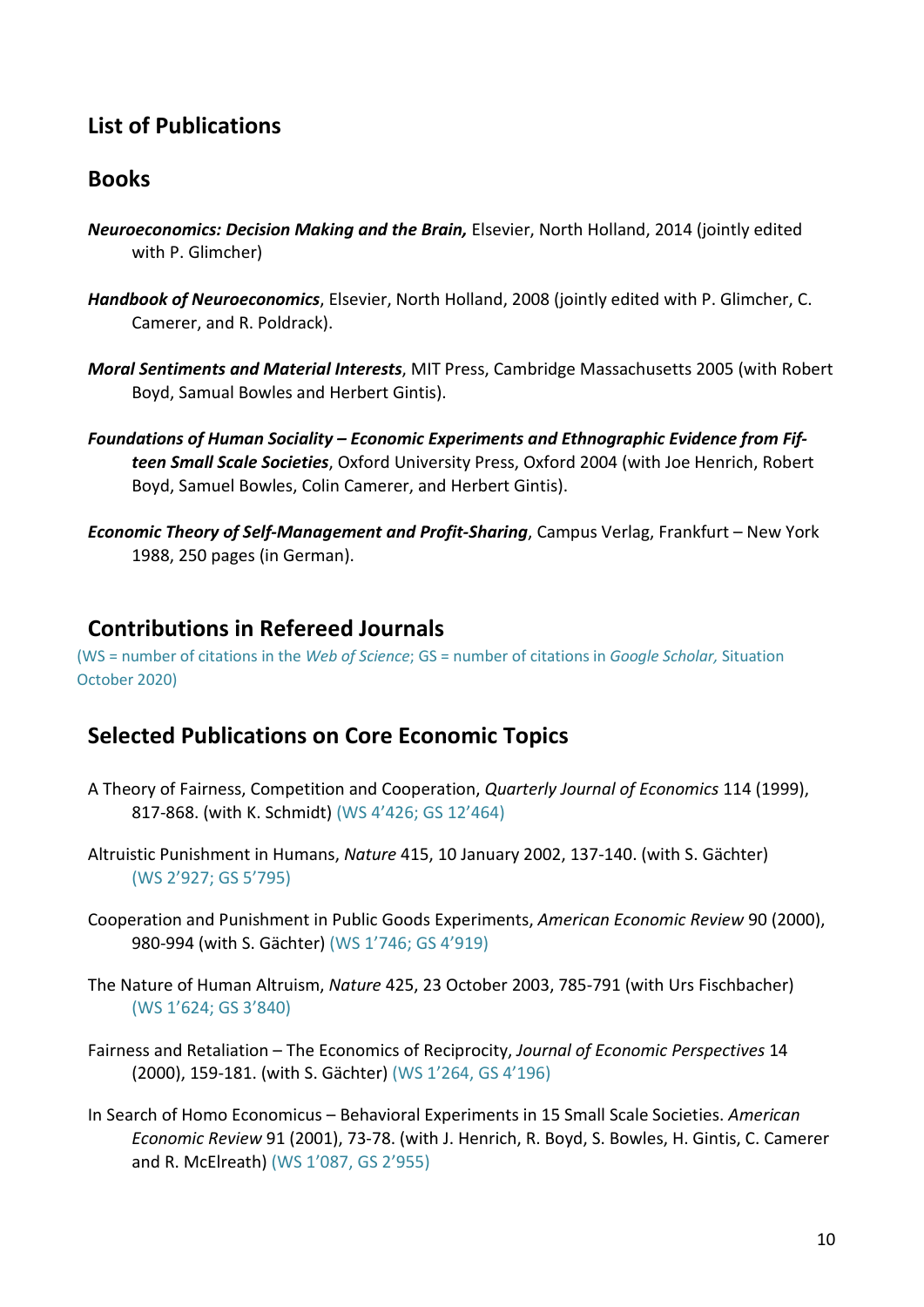## List of Publications

## Books

***Neuroeconomics: Decision Making and the Brain,*** Elsevier, North Holland, 2014 (jointly edited with P. Glimcher)

***Handbook of Neuroeconomics***, Elsevier, North Holland, 2008 (jointly edited with P. Glimcher, C. Camerer, and R. Poldrack).

***Moral Sentiments and Material Interests***, MIT Press, Cambridge Massachusetts 2005 (with Robert Boyd, Samual Bowles and Herbert Gintis).

***Foundations of Human Sociality – Economic Experiments and Ethnographic Evidence from Fifteen Small Scale Societies***, Oxford University Press, Oxford 2004 (with Joe Henrich, Robert Boyd, Samuel Bowles, Colin Camerer, and Herbert Gintis).

***Economic Theory of Self-Management and Profit-Sharing***, Campus Verlag, Frankfurt – New York 1988, 250 pages (in German).

## Contributions in Refereed Journals

(WS = number of citations in the *Web of Science*; GS = number of citations in *Google Scholar,* Situation October 2020)

## Selected Publications on Core Economic Topics

A Theory of Fairness, Competition and Cooperation, *Quarterly Journal of Economics* 114 (1999), 817-868. (with K. Schmidt) (WS 4'426; GS 12'464)

Altruistic Punishment in Humans, *Nature* 415, 10 January 2002, 137-140. (with S. Gächter) (WS 2'927; GS 5'795)

Cooperation and Punishment in Public Goods Experiments, *American Economic Review* 90 (2000), 980-994 (with S. Gächter) (WS 1'746; GS 4'919)

The Nature of Human Altruism, *Nature* 425, 23 October 2003, 785-791 (with Urs Fischbacher) (WS 1'624; GS 3'840)

Fairness and Retaliation – The Economics of Reciprocity, *Journal of Economic Perspectives* 14 (2000), 159-181. (with S. Gächter) (WS 1'264, GS 4'196)

In Search of Homo Economicus – Behavioral Experiments in 15 Small Scale Societies. *American Economic Review* 91 (2001), 73-78. (with J. Henrich, R. Boyd, S. Bowles, H. Gintis, C. Camerer and R. McElreath) (WS 1'087, GS 2'955)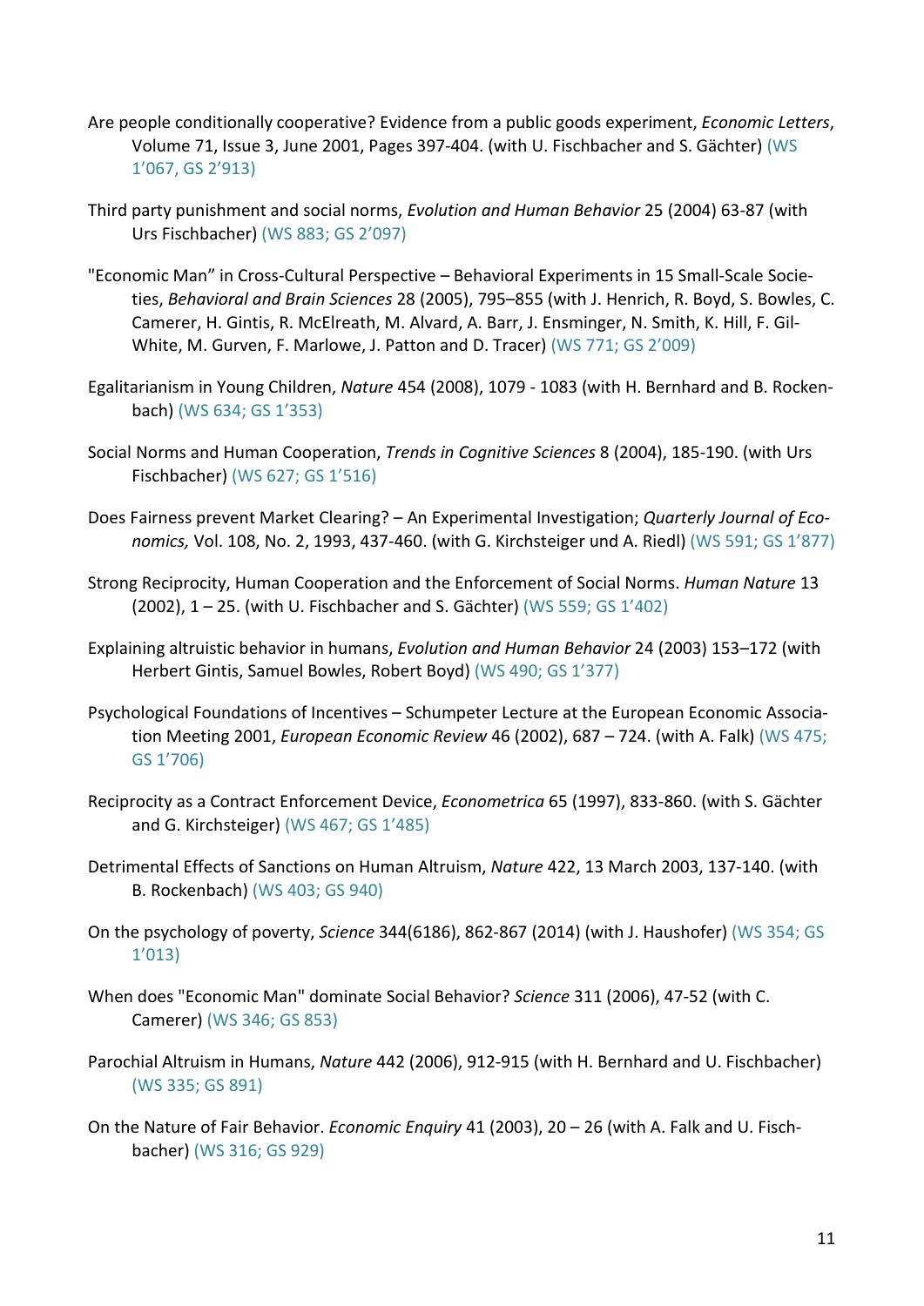Are people conditionally cooperative? Evidence from a public goods experiment, *Economic Letters*, Volume 71, Issue 3, June 2001, Pages 397-404. (with U. Fischbacher and S. Gächter) (WS 1’067, GS 2’913)

Third party punishment and social norms, *Evolution and Human Behavior* 25 (2004) 63-87 (with Urs Fischbacher) (WS 883; GS 2’097)

"Economic Man” in Cross-Cultural Perspective – Behavioral Experiments in 15 Small-Scale Societies, *Behavioral and Brain Sciences* 28 (2005), 795–855 (with J. Henrich, R. Boyd, S. Bowles, C. Camerer, H. Gintis, R. McElreath, M. Alvard, A. Barr, J. Ensminger, N. Smith, K. Hill, F. Gil-White, M. Gurven, F. Marlowe, J. Patton and D. Tracer) (WS 771; GS 2’009)

Egalitarianism in Young Children, *Nature* 454 (2008), 1079 - 1083 (with H. Bernhard and B. Rockenbach) (WS 634; GS 1’353)

Social Norms and Human Cooperation, *Trends in Cognitive Sciences* 8 (2004), 185-190. (with Urs Fischbacher) (WS 627; GS 1’516)

Does Fairness prevent Market Clearing? – An Experimental Investigation; *Quarterly Journal of Economics,* Vol. 108, No. 2, 1993, 437-460. (with G. Kirchsteiger und A. Riedl) (WS 591; GS 1’877)

Strong Reciprocity, Human Cooperation and the Enforcement of Social Norms. *Human Nature* 13 (2002), 1 – 25. (with U. Fischbacher and S. Gächter) (WS 559; GS 1’402)

Explaining altruistic behavior in humans, *Evolution and Human Behavior* 24 (2003) 153–172 (with Herbert Gintis, Samuel Bowles, Robert Boyd) (WS 490; GS 1’377)

Psychological Foundations of Incentives – Schumpeter Lecture at the European Economic Association Meeting 2001, *European Economic Review* 46 (2002), 687 – 724. (with A. Falk) (WS 475; GS 1’706)

Reciprocity as a Contract Enforcement Device, *Econometrica* 65 (1997), 833-860. (with S. Gächter and G. Kirchsteiger) (WS 467; GS 1’485)

Detrimental Effects of Sanctions on Human Altruism, *Nature* 422, 13 March 2003, 137-140. (with B. Rockenbach) (WS 403; GS 940)

On the psychology of poverty, *Science* 344(6186), 862-867 (2014) (with J. Haushofer) (WS 354; GS 1’013)

When does "Economic Man" dominate Social Behavior? *Science* 311 (2006), 47-52 (with C. Camerer) (WS 346; GS 853)

Parochial Altruism in Humans, *Nature* 442 (2006), 912-915 (with H. Bernhard and U. Fischbacher) (WS 335; GS 891)

On the Nature of Fair Behavior. *Economic Enquiry* 41 (2003), 20 – 26 (with A. Falk and U. Fischbacher) (WS 316; GS 929)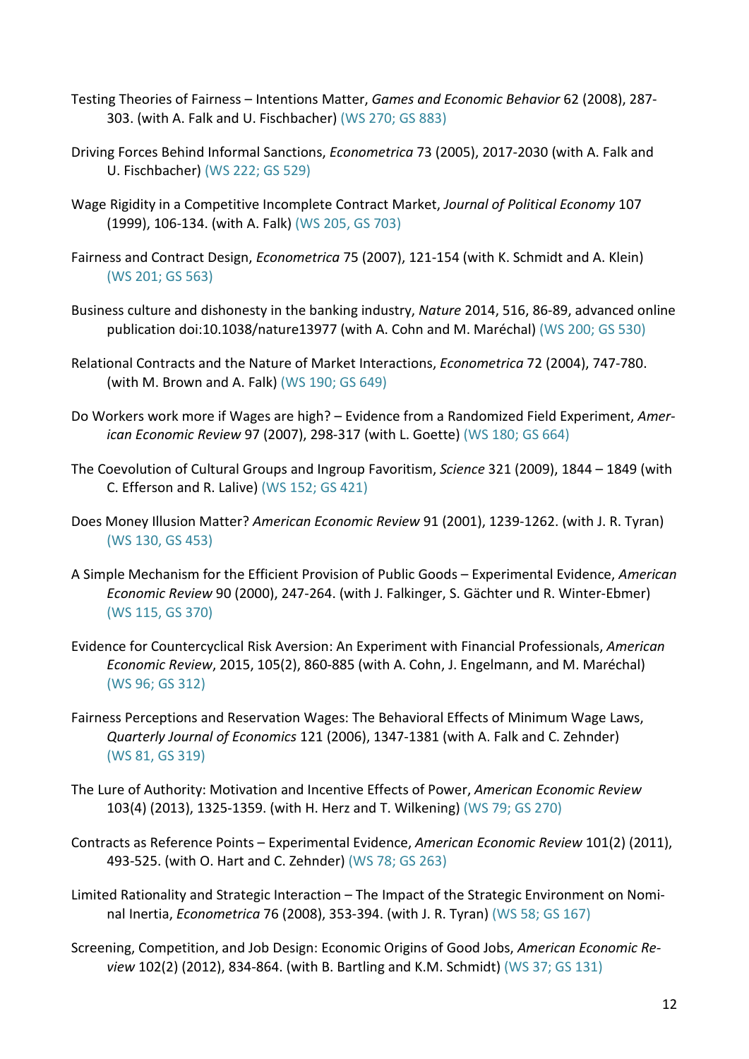Testing Theories of Fairness – Intentions Matter, *Games and Economic Behavior* 62 (2008), 287-303. (with A. Falk and U. Fischbacher) (WS 270; GS 883)

Driving Forces Behind Informal Sanctions, *Econometrica* 73 (2005), 2017-2030 (with A. Falk and U. Fischbacher) (WS 222; GS 529)

Wage Rigidity in a Competitive Incomplete Contract Market, *Journal of Political Economy* 107 (1999), 106-134. (with A. Falk) (WS 205, GS 703)

Fairness and Contract Design, *Econometrica* 75 (2007), 121-154 (with K. Schmidt and A. Klein) (WS 201; GS 563)

Business culture and dishonesty in the banking industry, *Nature* 2014, 516, 86-89, advanced online publication doi:10.1038/nature13977 (with A. Cohn and M. Maréchal) (WS 200; GS 530)

Relational Contracts and the Nature of Market Interactions, *Econometrica* 72 (2004), 747-780. (with M. Brown and A. Falk) (WS 190; GS 649)

Do Workers work more if Wages are high? – Evidence from a Randomized Field Experiment, *American Economic Review* 97 (2007), 298-317 (with L. Goette) (WS 180; GS 664)

The Coevolution of Cultural Groups and Ingroup Favoritism, *Science* 321 (2009), 1844 – 1849 (with C. Efferson and R. Lalive) (WS 152; GS 421)

Does Money Illusion Matter? *American Economic Review* 91 (2001), 1239-1262. (with J. R. Tyran) (WS 130, GS 453)

A Simple Mechanism for the Efficient Provision of Public Goods – Experimental Evidence, *American Economic Review* 90 (2000), 247-264. (with J. Falkinger, S. Gächter und R. Winter-Ebmer) (WS 115, GS 370)

Evidence for Countercyclical Risk Aversion: An Experiment with Financial Professionals, *American Economic Review*, 2015, 105(2), 860-885 (with A. Cohn, J. Engelmann, and M. Maréchal) (WS 96; GS 312)

Fairness Perceptions and Reservation Wages: The Behavioral Effects of Minimum Wage Laws, *Quarterly Journal of Economics* 121 (2006), 1347-1381 (with A. Falk and C. Zehnder) (WS 81, GS 319)

The Lure of Authority: Motivation and Incentive Effects of Power, *American Economic Review* 103(4) (2013), 1325-1359. (with H. Herz and T. Wilkening) (WS 79; GS 270)

Contracts as Reference Points – Experimental Evidence, *American Economic Review* 101(2) (2011), 493-525. (with O. Hart and C. Zehnder) (WS 78; GS 263)

Limited Rationality and Strategic Interaction – The Impact of the Strategic Environment on Nominal Inertia, *Econometrica* 76 (2008), 353-394. (with J. R. Tyran) (WS 58; GS 167)

Screening, Competition, and Job Design: Economic Origins of Good Jobs, *American Economic Review* 102(2) (2012), 834-864. (with B. Bartling and K.M. Schmidt) (WS 37; GS 131)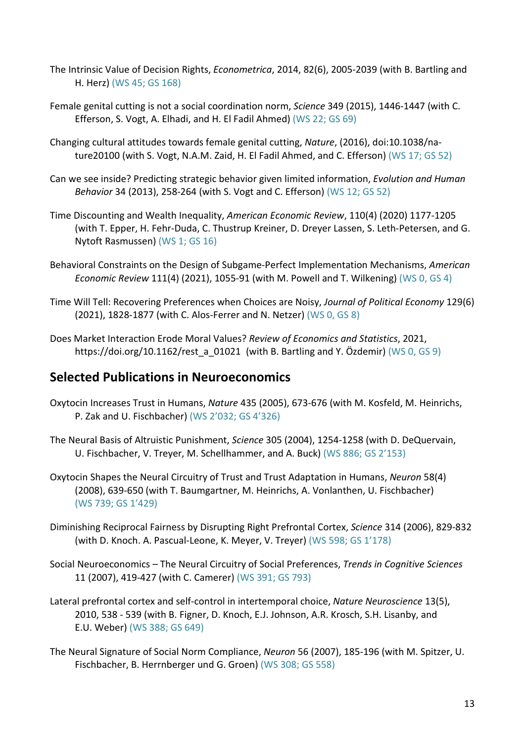The Intrinsic Value of Decision Rights, *Econometrica*, 2014, 82(6), 2005-2039 (with B. Bartling and H. Herz) (WS 45; GS 168)

Female genital cutting is not a social coordination norm, *Science* 349 (2015), 1446-1447 (with C. Efferson, S. Vogt, A. Elhadi, and H. El Fadil Ahmed) (WS 22; GS 69)

Changing cultural attitudes towards female genital cutting, *Nature*, (2016), doi:10.1038/nature20100 (with S. Vogt, N.A.M. Zaid, H. El Fadil Ahmed, and C. Efferson) (WS 17; GS 52)

Can we see inside? Predicting strategic behavior given limited information, *Evolution and Human Behavior* 34 (2013), 258-264 (with S. Vogt and C. Efferson) (WS 12; GS 52)

Time Discounting and Wealth Inequality, *American Economic Review*, 110(4) (2020) 1177-1205 (with T. Epper, H. Fehr-Duda, C. Thustrup Kreiner, D. Dreyer Lassen, S. Leth-Petersen, and G. Nytoft Rasmussen) (WS 1; GS 16)

Behavioral Constraints on the Design of Subgame-Perfect Implementation Mechanisms, *American Economic Review* 111(4) (2021), 1055-91 (with M. Powell and T. Wilkening) (WS 0, GS 4)

Time Will Tell: Recovering Preferences when Choices are Noisy, *Journal of Political Economy* 129(6) (2021), 1828-1877 (with C. Alos-Ferrer and N. Netzer) (WS 0, GS 8)

Does Market Interaction Erode Moral Values? *Review of Economics and Statistics*, 2021, https://doi.org/10.1162/rest_a_01021 (with B. Bartling and Y. Özdemir) (WS 0, GS 9)

## Selected Publications in Neuroeconomics

Oxytocin Increases Trust in Humans, *Nature* 435 (2005), 673-676 (with M. Kosfeld, M. Heinrichs, P. Zak and U. Fischbacher) (WS 2'032; GS 4'326)

The Neural Basis of Altruistic Punishment, *Science* 305 (2004), 1254-1258 (with D. DeQuervain, U. Fischbacher, V. Treyer, M. Schellhammer, and A. Buck) (WS 886; GS 2'153)

Oxytocin Shapes the Neural Circuitry of Trust and Trust Adaptation in Humans, *Neuron* 58(4) (2008), 639-650 (with T. Baumgartner, M. Heinrichs, A. Vonlanthen, U. Fischbacher) (WS 739; GS 1'429)

Diminishing Reciprocal Fairness by Disrupting Right Prefrontal Cortex, *Science* 314 (2006), 829-832 (with D. Knoch. A. Pascual-Leone, K. Meyer, V. Treyer) (WS 598; GS 1'178)

Social Neuroeconomics – The Neural Circuitry of Social Preferences, *Trends in Cognitive Sciences* 11 (2007), 419-427 (with C. Camerer) (WS 391; GS 793)

Lateral prefrontal cortex and self-control in intertemporal choice, *Nature Neuroscience* 13(5), 2010, 538 - 539 (with B. Figner, D. Knoch, E.J. Johnson, A.R. Krosch, S.H. Lisanby, and E.U. Weber) (WS 388; GS 649)

The Neural Signature of Social Norm Compliance, *Neuron* 56 (2007), 185-196 (with M. Spitzer, U. Fischbacher, B. Herrnberger und G. Groen) (WS 308; GS 558)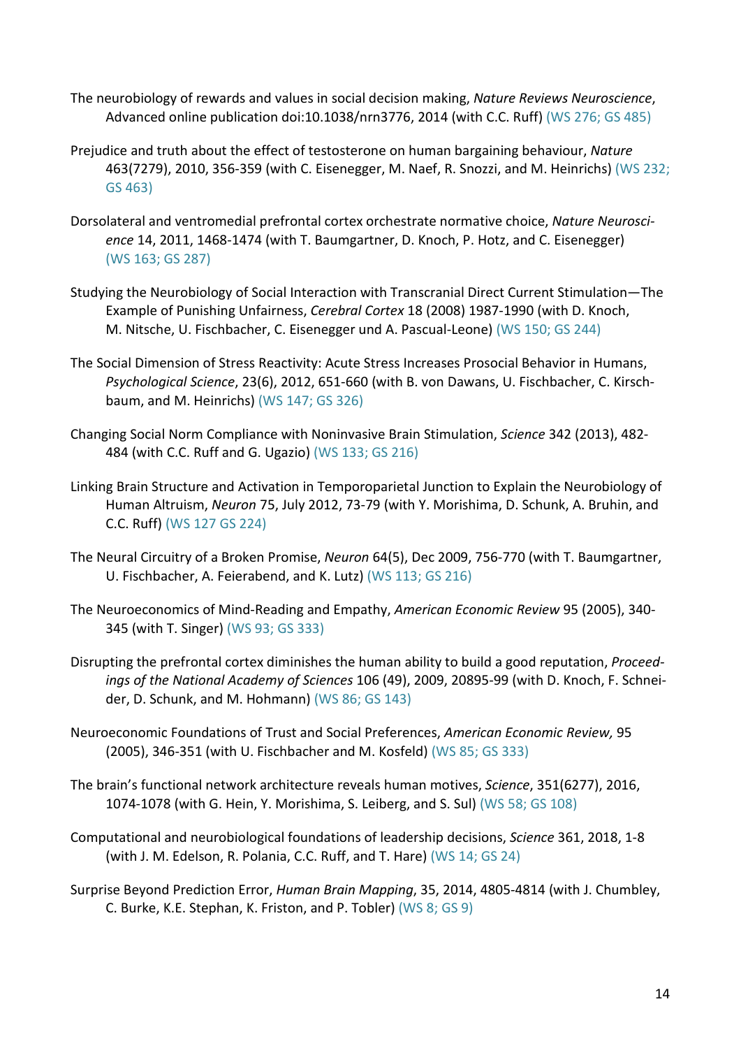The neurobiology of rewards and values in social decision making, *Nature Reviews Neuroscience*, Advanced online publication doi:10.1038/nrn3776, 2014 (with C.C. Ruff) (WS 276; GS 485)

Prejudice and truth about the effect of testosterone on human bargaining behaviour, *Nature* 463(7279), 2010, 356-359 (with C. Eisenegger, M. Naef, R. Snozzi, and M. Heinrichs) (WS 232; GS 463)

Dorsolateral and ventromedial prefrontal cortex orchestrate normative choice, *Nature Neuroscience* 14, 2011, 1468-1474 (with T. Baumgartner, D. Knoch, P. Hotz, and C. Eisenegger) (WS 163; GS 287)

Studying the Neurobiology of Social Interaction with Transcranial Direct Current Stimulation—The Example of Punishing Unfairness, *Cerebral Cortex* 18 (2008) 1987-1990 (with D. Knoch, M. Nitsche, U. Fischbacher, C. Eisenegger und A. Pascual-Leone) (WS 150; GS 244)

The Social Dimension of Stress Reactivity: Acute Stress Increases Prosocial Behavior in Humans, *Psychological Science*, 23(6), 2012, 651-660 (with B. von Dawans, U. Fischbacher, C. Kirschbaum, and M. Heinrichs) (WS 147; GS 326)

Changing Social Norm Compliance with Noninvasive Brain Stimulation, *Science* 342 (2013), 482-484 (with C.C. Ruff and G. Ugazio) (WS 133; GS 216)

Linking Brain Structure and Activation in Temporoparietal Junction to Explain the Neurobiology of Human Altruism, *Neuron* 75, July 2012, 73-79 (with Y. Morishima, D. Schunk, A. Bruhin, and C.C. Ruff) (WS 127 GS 224)

The Neural Circuitry of a Broken Promise, *Neuron* 64(5), Dec 2009, 756-770 (with T. Baumgartner, U. Fischbacher, A. Feierabend, and K. Lutz) (WS 113; GS 216)

The Neuroeconomics of Mind-Reading and Empathy, *American Economic Review* 95 (2005), 340-345 (with T. Singer) (WS 93; GS 333)

Disrupting the prefrontal cortex diminishes the human ability to build a good reputation, *Proceedings of the National Academy of Sciences* 106 (49), 2009, 20895-99 (with D. Knoch, F. Schneider, D. Schunk, and M. Hohmann) (WS 86; GS 143)

Neuroeconomic Foundations of Trust and Social Preferences, *American Economic Review,* 95 (2005), 346-351 (with U. Fischbacher and M. Kosfeld) (WS 85; GS 333)

The brain's functional network architecture reveals human motives, *Science*, 351(6277), 2016, 1074-1078 (with G. Hein, Y. Morishima, S. Leiberg, and S. Sul) (WS 58; GS 108)

Computational and neurobiological foundations of leadership decisions, *Science* 361, 2018, 1-8 (with J. M. Edelson, R. Polania, C.C. Ruff, and T. Hare) (WS 14; GS 24)

Surprise Beyond Prediction Error, *Human Brain Mapping*, 35, 2014, 4805-4814 (with J. Chumbley, C. Burke, K.E. Stephan, K. Friston, and P. Tobler) (WS 8; GS 9)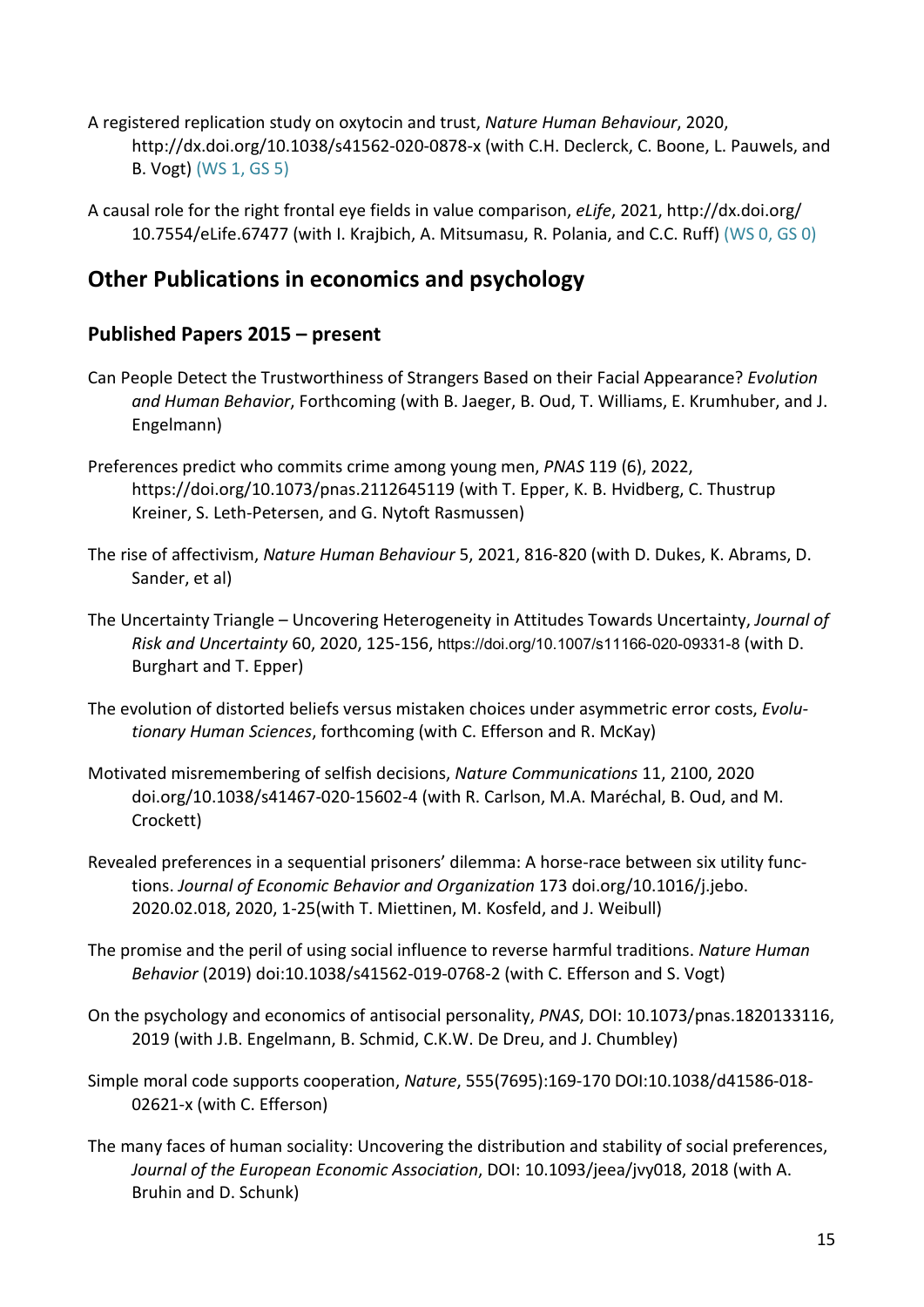A registered replication study on oxytocin and trust, *Nature Human Behaviour*, 2020, http://dx.doi.org/10.1038/s41562-020-0878-x (with C.H. Declerck, C. Boone, L. Pauwels, and B. Vogt) (WS 1, GS 5)

A causal role for the right frontal eye fields in value comparison, *eLife*, 2021, http://dx.doi.org/10.7554/eLife.67477 (with I. Krajbich, A. Mitsumasu, R. Polania, and C.C. Ruff) (WS 0, GS 0)

## Other Publications in economics and psychology

### Published Papers 2015 – present

Can People Detect the Trustworthiness of Strangers Based on their Facial Appearance? *Evolution and Human Behavior*, Forthcoming (with B. Jaeger, B. Oud, T. Williams, E. Krumhuber, and J. Engelmann)

Preferences predict who commits crime among young men, *PNAS* 119 (6), 2022, https://doi.org/10.1073/pnas.2112645119 (with T. Epper, K. B. Hvidberg, C. Thustrup Kreiner, S. Leth-Petersen, and G. Nytoft Rasmussen)

The rise of affectivism, *Nature Human Behaviour* 5, 2021, 816-820 (with D. Dukes, K. Abrams, D. Sander, et al)

The Uncertainty Triangle – Uncovering Heterogeneity in Attitudes Towards Uncertainty, *Journal of Risk and Uncertainty* 60, 2020, 125-156, https://doi.org/10.1007/s11166-020-09331-8 (with D. Burghart and T. Epper)

The evolution of distorted beliefs versus mistaken choices under asymmetric error costs, *Evolutionary Human Sciences*, forthcoming (with C. Efferson and R. McKay)

Motivated misremembering of selfish decisions, *Nature Communications* 11, 2100, 2020 doi.org/10.1038/s41467-020-15602-4 (with R. Carlson, M.A. Maréchal, B. Oud, and M. Crockett)

Revealed preferences in a sequential prisoners' dilemma: A horse-race between six utility functions. *Journal of Economic Behavior and Organization* 173 doi.org/10.1016/j.jebo.2020.02.018, 2020, 1-25(with T. Miettinen, M. Kosfeld, and J. Weibull)

The promise and the peril of using social influence to reverse harmful traditions. *Nature Human Behavior* (2019) doi:10.1038/s41562-019-0768-2 (with C. Efferson and S. Vogt)

On the psychology and economics of antisocial personality, *PNAS*, DOI: 10.1073/pnas.1820133116, 2019 (with J.B. Engelmann, B. Schmid, C.K.W. De Dreu, and J. Chumbley)

Simple moral code supports cooperation, *Nature*, 555(7695):169-170 DOI:10.1038/d41586-018-02621-x (with C. Efferson)

The many faces of human sociality: Uncovering the distribution and stability of social preferences, *Journal of the European Economic Association*, DOI: 10.1093/jeea/jvy018, 2018 (with A. Bruhin and D. Schunk)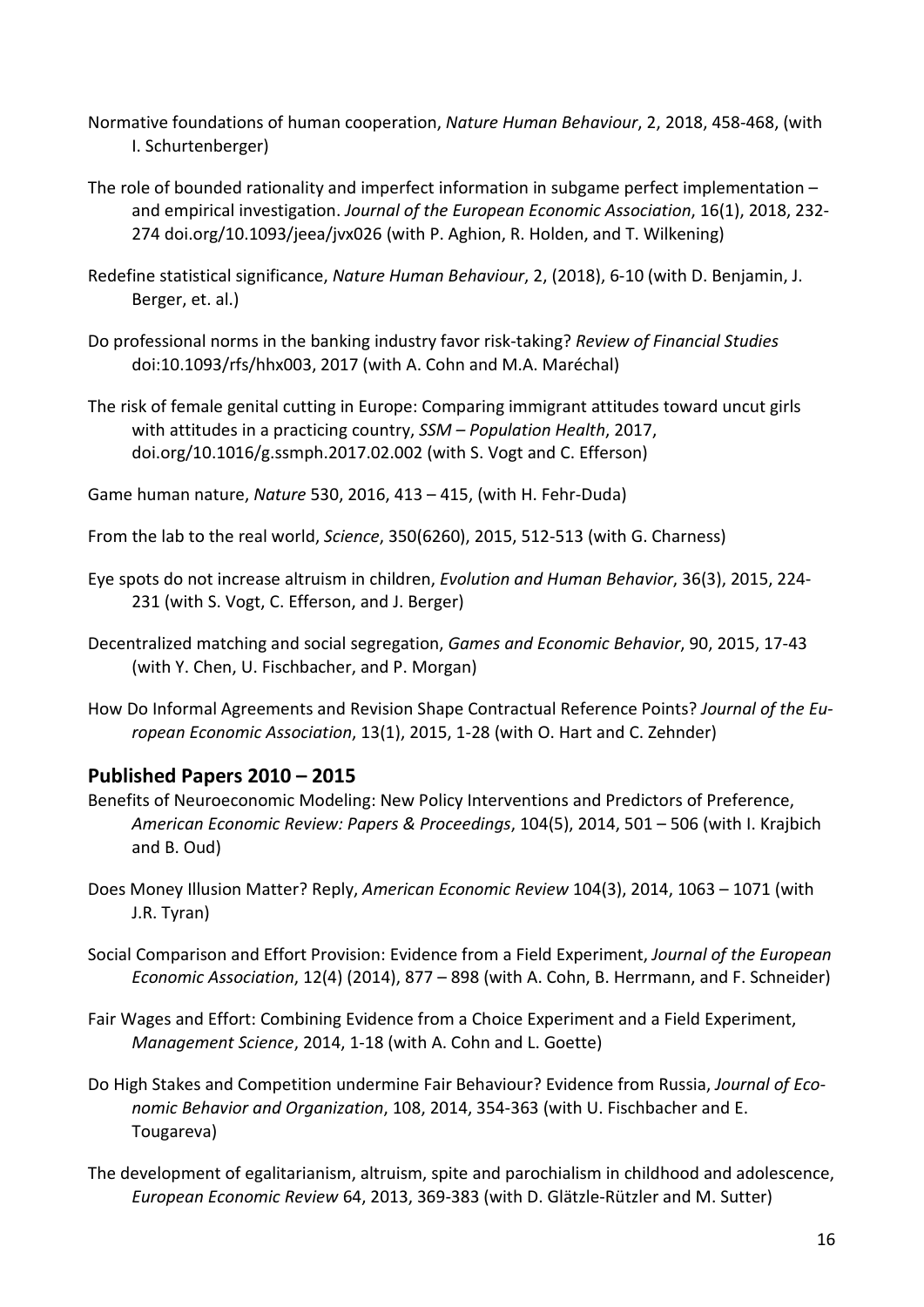Normative foundations of human cooperation, *Nature Human Behaviour*, 2, 2018, 458-468, (with I. Schurtenberger)

The role of bounded rationality and imperfect information in subgame perfect implementation – and empirical investigation. *Journal of the European Economic Association*, 16(1), 2018, 232-274 doi.org/10.1093/jeea/jvx026 (with P. Aghion, R. Holden, and T. Wilkening)

Redefine statistical significance, *Nature Human Behaviour*, 2, (2018), 6-10 (with D. Benjamin, J. Berger, et. al.)

Do professional norms in the banking industry favor risk-taking? *Review of Financial Studies* doi:10.1093/rfs/hhx003, 2017 (with A. Cohn and M.A. Maréchal)

The risk of female genital cutting in Europe: Comparing immigrant attitudes toward uncut girls with attitudes in a practicing country, *SSM – Population Health*, 2017, doi.org/10.1016/g.ssmph.2017.02.002 (with S. Vogt and C. Efferson)

Game human nature, *Nature* 530, 2016, 413 – 415, (with H. Fehr-Duda)

From the lab to the real world, *Science*, 350(6260), 2015, 512-513 (with G. Charness)

Eye spots do not increase altruism in children, *Evolution and Human Behavior*, 36(3), 2015, 224-231 (with S. Vogt, C. Efferson, and J. Berger)

Decentralized matching and social segregation, *Games and Economic Behavior*, 90, 2015, 17-43 (with Y. Chen, U. Fischbacher, and P. Morgan)

How Do Informal Agreements and Revision Shape Contractual Reference Points? *Journal of the European Economic Association*, 13(1), 2015, 1-28 (with O. Hart and C. Zehnder)

## Published Papers 2010 – 2015

Benefits of Neuroeconomic Modeling: New Policy Interventions and Predictors of Preference, *American Economic Review: Papers & Proceedings*, 104(5), 2014, 501 – 506 (with I. Krajbich and B. Oud)

Does Money Illusion Matter? Reply, *American Economic Review* 104(3), 2014, 1063 – 1071 (with J.R. Tyran)

Social Comparison and Effort Provision: Evidence from a Field Experiment, *Journal of the European Economic Association*, 12(4) (2014), 877 – 898 (with A. Cohn, B. Herrmann, and F. Schneider)

Fair Wages and Effort: Combining Evidence from a Choice Experiment and a Field Experiment, *Management Science*, 2014, 1-18 (with A. Cohn and L. Goette)

Do High Stakes and Competition undermine Fair Behaviour? Evidence from Russia, *Journal of Economic Behavior and Organization*, 108, 2014, 354-363 (with U. Fischbacher and E. Tougareva)

The development of egalitarianism, altruism, spite and parochialism in childhood and adolescence, *European Economic Review* 64, 2013, 369-383 (with D. Glätzle-Rützler and M. Sutter)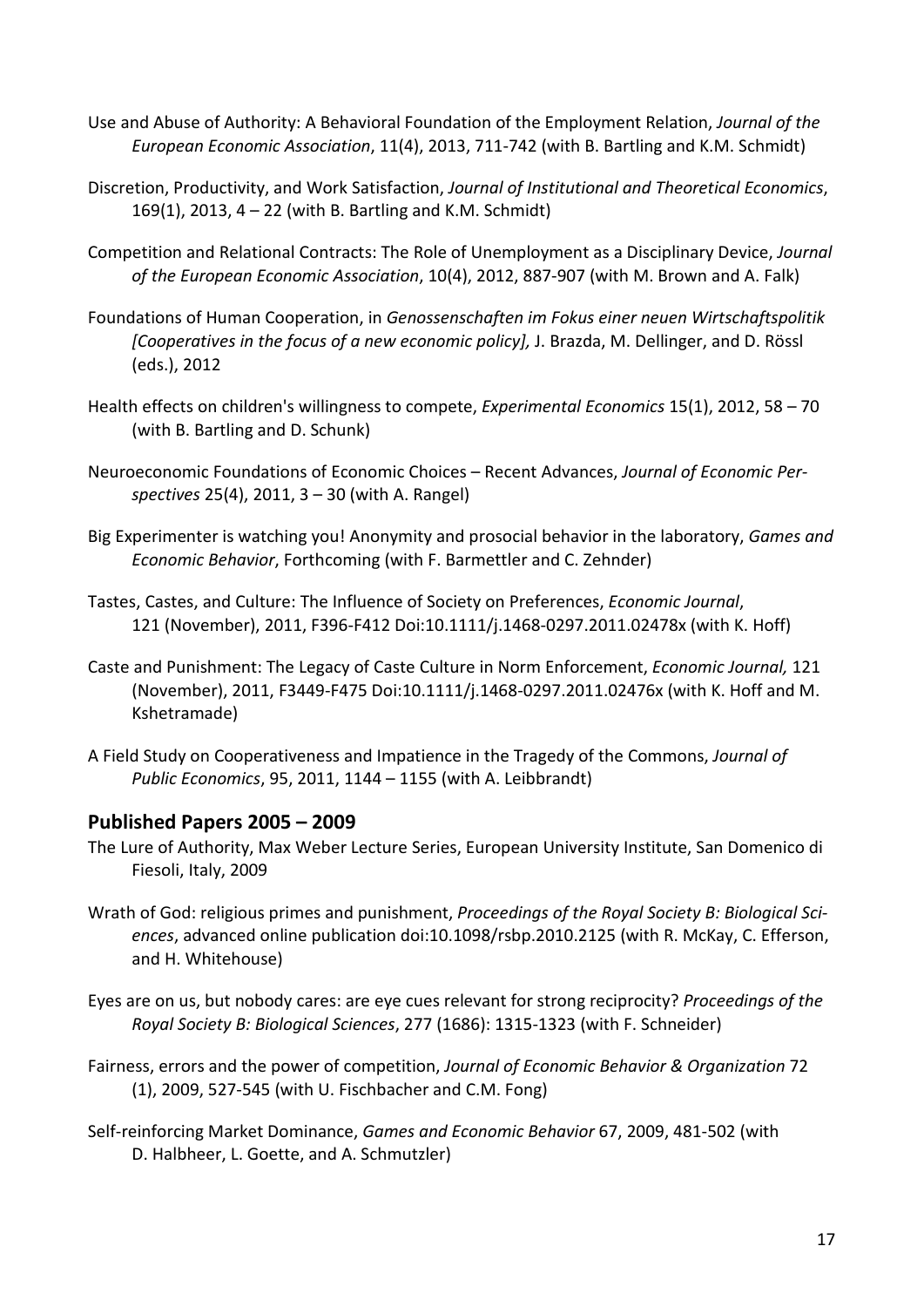Use and Abuse of Authority: A Behavioral Foundation of the Employment Relation, *Journal of the European Economic Association*, 11(4), 2013, 711-742 (with B. Bartling and K.M. Schmidt)

Discretion, Productivity, and Work Satisfaction, *Journal of Institutional and Theoretical Economics*, 169(1), 2013, 4 – 22 (with B. Bartling and K.M. Schmidt)

Competition and Relational Contracts: The Role of Unemployment as a Disciplinary Device, *Journal of the European Economic Association*, 10(4), 2012, 887-907 (with M. Brown and A. Falk)

Foundations of Human Cooperation, in *Genossenschaften im Fokus einer neuen Wirtschaftspolitik [Cooperatives in the focus of a new economic policy],* J. Brazda, M. Dellinger, and D. Rössl (eds.), 2012

Health effects on children's willingness to compete, *Experimental Economics* 15(1), 2012, 58 – 70 (with B. Bartling and D. Schunk)

Neuroeconomic Foundations of Economic Choices – Recent Advances, *Journal of Economic Perspectives* 25(4), 2011, 3 – 30 (with A. Rangel)

Big Experimenter is watching you! Anonymity and prosocial behavior in the laboratory, *Games and Economic Behavior*, Forthcoming (with F. Barmettler and C. Zehnder)

Tastes, Castes, and Culture: The Influence of Society on Preferences, *Economic Journal*, 121 (November), 2011, F396-F412 Doi:10.1111/j.1468-0297.2011.02478x (with K. Hoff)

Caste and Punishment: The Legacy of Caste Culture in Norm Enforcement, *Economic Journal,* 121 (November), 2011, F3449-F475 Doi:10.1111/j.1468-0297.2011.02476x (with K. Hoff and M. Kshetramade)

A Field Study on Cooperativeness and Impatience in the Tragedy of the Commons, *Journal of Public Economics*, 95, 2011, 1144 – 1155 (with A. Leibbrandt)

## Published Papers 2005 – 2009

The Lure of Authority, Max Weber Lecture Series, European University Institute, San Domenico di Fiesoli, Italy, 2009

Wrath of God: religious primes and punishment, *Proceedings of the Royal Society B: Biological Sciences*, advanced online publication doi:10.1098/rsbp.2010.2125 (with R. McKay, C. Efferson, and H. Whitehouse)

Eyes are on us, but nobody cares: are eye cues relevant for strong reciprocity? *Proceedings of the Royal Society B: Biological Sciences*, 277 (1686): 1315-1323 (with F. Schneider)

Fairness, errors and the power of competition, *Journal of Economic Behavior & Organization* 72 (1), 2009, 527-545 (with U. Fischbacher and C.M. Fong)

Self-reinforcing Market Dominance, *Games and Economic Behavior* 67, 2009, 481-502 (with D. Halbheer, L. Goette, and A. Schmutzler)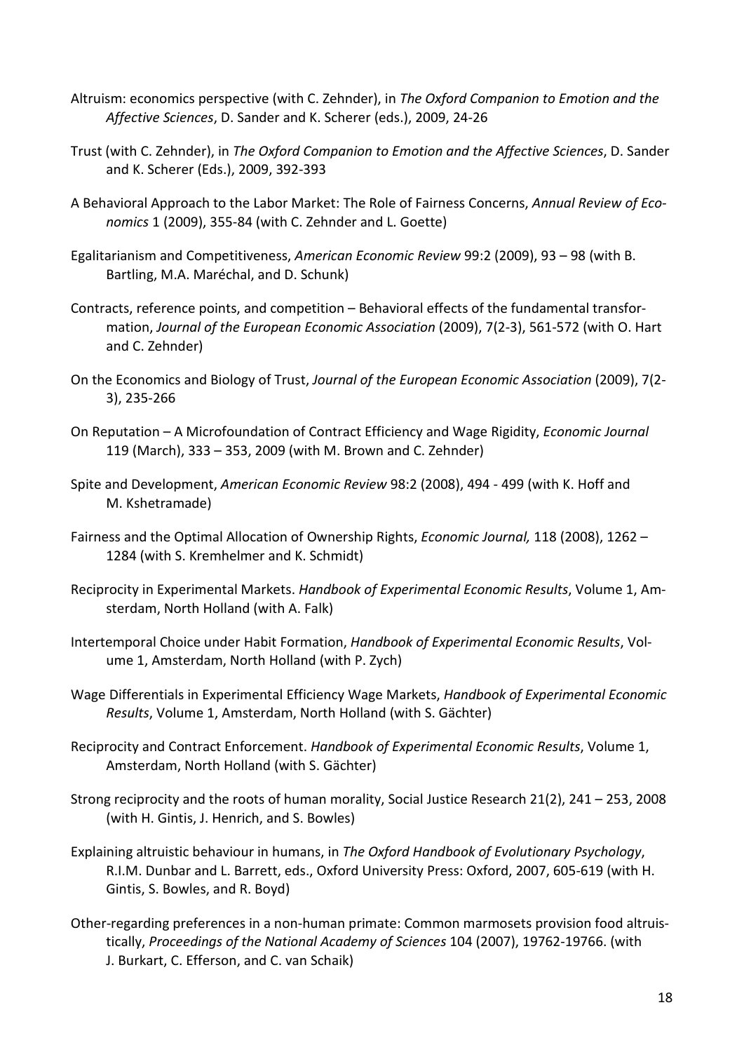Altruism: economics perspective (with C. Zehnder), in *The Oxford Companion to Emotion and the Affective Sciences*, D. Sander and K. Scherer (eds.), 2009, 24-26

Trust (with C. Zehnder), in *The Oxford Companion to Emotion and the Affective Sciences*, D. Sander and K. Scherer (Eds.), 2009, 392-393

A Behavioral Approach to the Labor Market: The Role of Fairness Concerns, *Annual Review of Economics* 1 (2009), 355-84 (with C. Zehnder and L. Goette)

Egalitarianism and Competitiveness, *American Economic Review* 99:2 (2009), 93 – 98 (with B. Bartling, M.A. Maréchal, and D. Schunk)

Contracts, reference points, and competition – Behavioral effects of the fundamental transformation, *Journal of the European Economic Association* (2009), 7(2-3), 561-572 (with O. Hart and C. Zehnder)

On the Economics and Biology of Trust, *Journal of the European Economic Association* (2009), 7(2-3), 235-266

On Reputation – A Microfoundation of Contract Efficiency and Wage Rigidity, *Economic Journal* 119 (March), 333 – 353, 2009 (with M. Brown and C. Zehnder)

Spite and Development, *American Economic Review* 98:2 (2008), 494 - 499 (with K. Hoff and M. Kshetramade)

Fairness and the Optimal Allocation of Ownership Rights, *Economic Journal,* 118 (2008), 1262 – 1284 (with S. Kremhelmer and K. Schmidt)

Reciprocity in Experimental Markets. *Handbook of Experimental Economic Results*, Volume 1, Amsterdam, North Holland (with A. Falk)

Intertemporal Choice under Habit Formation, *Handbook of Experimental Economic Results*, Volume 1, Amsterdam, North Holland (with P. Zych)

Wage Differentials in Experimental Efficiency Wage Markets, *Handbook of Experimental Economic Results*, Volume 1, Amsterdam, North Holland (with S. Gächter)

Reciprocity and Contract Enforcement. *Handbook of Experimental Economic Results*, Volume 1, Amsterdam, North Holland (with S. Gächter)

Strong reciprocity and the roots of human morality, Social Justice Research 21(2), 241 – 253, 2008 (with H. Gintis, J. Henrich, and S. Bowles)

Explaining altruistic behaviour in humans, in *The Oxford Handbook of Evolutionary Psychology*, R.I.M. Dunbar and L. Barrett, eds., Oxford University Press: Oxford, 2007, 605-619 (with H. Gintis, S. Bowles, and R. Boyd)

Other-regarding preferences in a non-human primate: Common marmosets provision food altruistically, *Proceedings of the National Academy of Sciences* 104 (2007), 19762-19766. (with J. Burkart, C. Efferson, and C. van Schaik)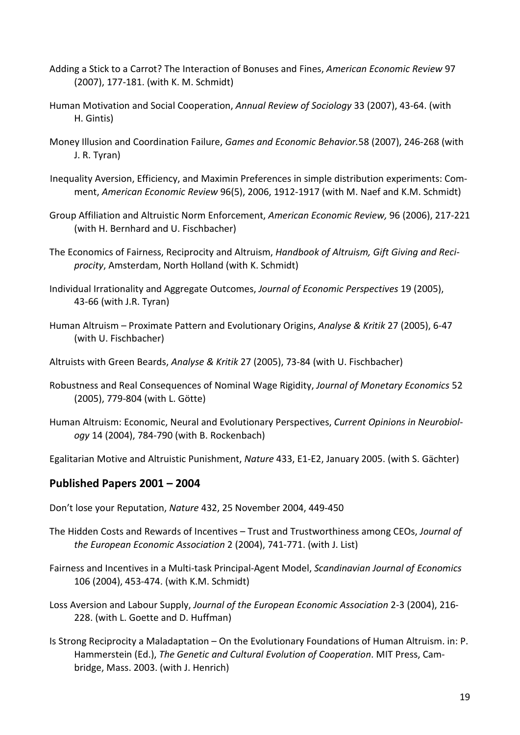Adding a Stick to a Carrot? The Interaction of Bonuses and Fines, *American Economic Review* 97 (2007), 177-181. (with K. M. Schmidt)

Human Motivation and Social Cooperation, *Annual Review of Sociology* 33 (2007), 43-64. (with H. Gintis)

Money Illusion and Coordination Failure, *Games and Economic Behavior.*58 (2007), 246-268 (with J. R. Tyran)

Inequality Aversion, Efficiency, and Maximin Preferences in simple distribution experiments: Comment, *American Economic Review* 96(5), 2006, 1912-1917 (with M. Naef and K.M. Schmidt)

Group Affiliation and Altruistic Norm Enforcement, *American Economic Review,* 96 (2006), 217-221 (with H. Bernhard and U. Fischbacher)

The Economics of Fairness, Reciprocity and Altruism, *Handbook of Altruism, Gift Giving and Reciprocity*, Amsterdam, North Holland (with K. Schmidt)

Individual Irrationality and Aggregate Outcomes, *Journal of Economic Perspectives* 19 (2005), 43-66 (with J.R. Tyran)

Human Altruism – Proximate Pattern and Evolutionary Origins, *Analyse & Kritik* 27 (2005), 6-47 (with U. Fischbacher)

Altruists with Green Beards, *Analyse & Kritik* 27 (2005), 73-84 (with U. Fischbacher)

Robustness and Real Consequences of Nominal Wage Rigidity, *Journal of Monetary Economics* 52 (2005), 779-804 (with L. Götte)

Human Altruism: Economic, Neural and Evolutionary Perspectives, *Current Opinions in Neurobiology* 14 (2004), 784-790 (with B. Rockenbach)

Egalitarian Motive and Altruistic Punishment, *Nature* 433, E1-E2, January 2005. (with S. Gächter)

## Published Papers 2001 – 2004

Don't lose your Reputation, *Nature* 432, 25 November 2004, 449-450

The Hidden Costs and Rewards of Incentives – Trust and Trustworthiness among CEOs, *Journal of the European Economic Association* 2 (2004), 741-771. (with J. List)

Fairness and Incentives in a Multi-task Principal-Agent Model, *Scandinavian Journal of Economics* 106 (2004), 453-474. (with K.M. Schmidt)

Loss Aversion and Labour Supply, *Journal of the European Economic Association* 2-3 (2004), 216-228. (with L. Goette and D. Huffman)

Is Strong Reciprocity a Maladaptation – On the Evolutionary Foundations of Human Altruism. in: P. Hammerstein (Ed.), *The Genetic and Cultural Evolution of Cooperation*. MIT Press, Cambridge, Mass. 2003. (with J. Henrich)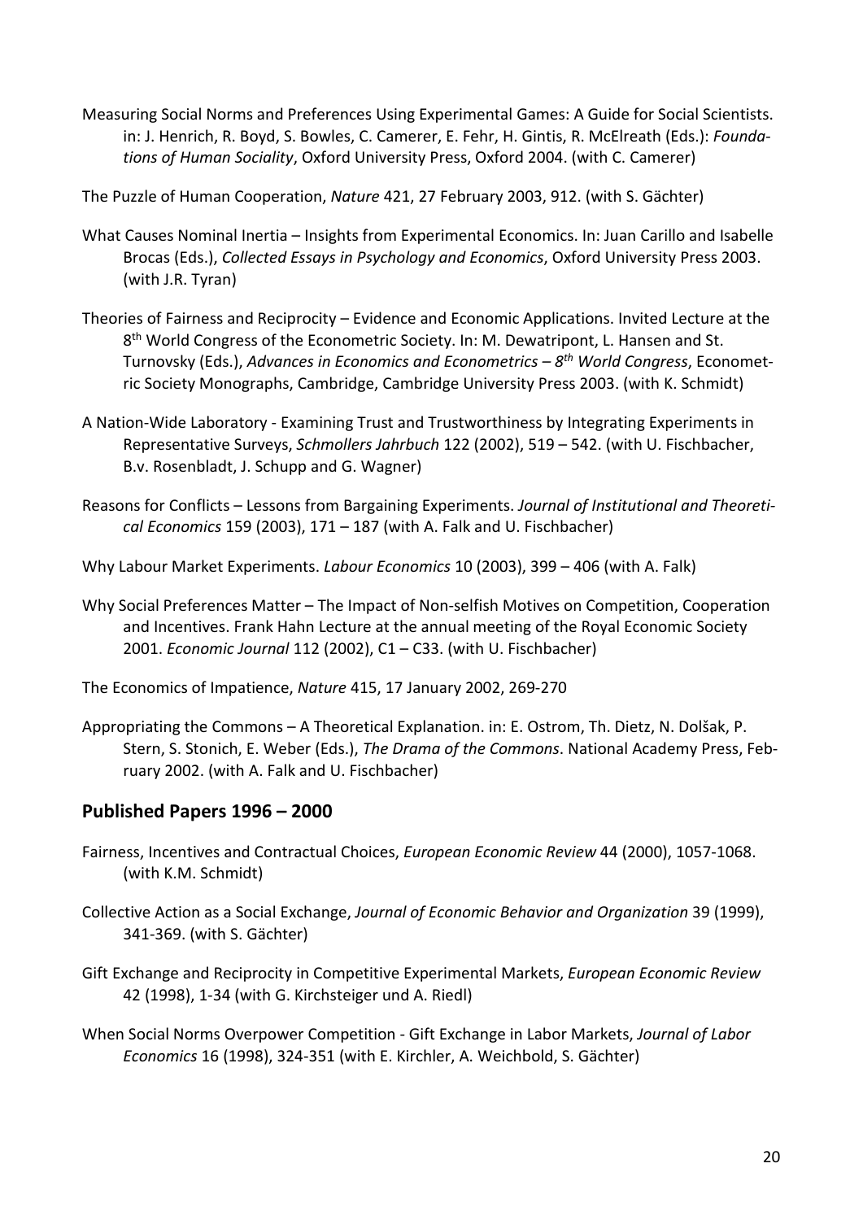Measuring Social Norms and Preferences Using Experimental Games: A Guide for Social Scientists. in: J. Henrich, R. Boyd, S. Bowles, C. Camerer, E. Fehr, H. Gintis, R. McElreath (Eds.): *Foundations of Human Sociality*, Oxford University Press, Oxford 2004. (with C. Camerer)

The Puzzle of Human Cooperation, *Nature* 421, 27 February 2003, 912. (with S. Gächter)

What Causes Nominal Inertia – Insights from Experimental Economics. In: Juan Carillo and Isabelle Brocas (Eds.), *Collected Essays in Psychology and Economics*, Oxford University Press 2003. (with J.R. Tyran)

Theories of Fairness and Reciprocity – Evidence and Economic Applications. Invited Lecture at the 8th World Congress of the Econometric Society. In: M. Dewatripont, L. Hansen and St. Turnovsky (Eds.), *Advances in Economics and Econometrics – 8th World Congress*, Econometric Society Monographs, Cambridge, Cambridge University Press 2003. (with K. Schmidt)

A Nation-Wide Laboratory - Examining Trust and Trustworthiness by Integrating Experiments in Representative Surveys, *Schmollers Jahrbuch* 122 (2002), 519 – 542. (with U. Fischbacher, B.v. Rosenbladt, J. Schupp and G. Wagner)

Reasons for Conflicts – Lessons from Bargaining Experiments. *Journal of Institutional and Theoretical Economics* 159 (2003), 171 – 187 (with A. Falk and U. Fischbacher)

Why Labour Market Experiments. *Labour Economics* 10 (2003), 399 – 406 (with A. Falk)

Why Social Preferences Matter – The Impact of Non-selfish Motives on Competition, Cooperation and Incentives. Frank Hahn Lecture at the annual meeting of the Royal Economic Society 2001. *Economic Journal* 112 (2002), C1 – C33. (with U. Fischbacher)

The Economics of Impatience, *Nature* 415, 17 January 2002, 269-270

Appropriating the Commons – A Theoretical Explanation. in: E. Ostrom, Th. Dietz, N. Dolšak, P. Stern, S. Stonich, E. Weber (Eds.), *The Drama of the Commons*. National Academy Press, February 2002. (with A. Falk and U. Fischbacher)

## Published Papers 1996 – 2000

Fairness, Incentives and Contractual Choices, *European Economic Review* 44 (2000), 1057-1068. (with K.M. Schmidt)

Collective Action as a Social Exchange, *Journal of Economic Behavior and Organization* 39 (1999), 341-369. (with S. Gächter)

Gift Exchange and Reciprocity in Competitive Experimental Markets, *European Economic Review* 42 (1998), 1-34 (with G. Kirchsteiger und A. Riedl)

When Social Norms Overpower Competition - Gift Exchange in Labor Markets, *Journal of Labor Economics* 16 (1998), 324-351 (with E. Kirchler, A. Weichbold, S. Gächter)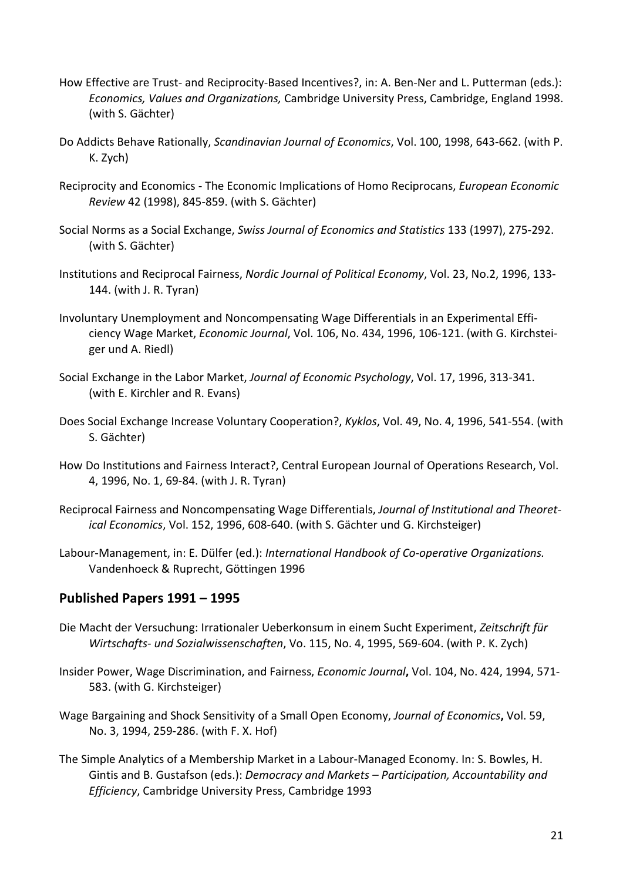How Effective are Trust- and Reciprocity-Based Incentives?, in: A. Ben-Ner and L. Putterman (eds.): *Economics, Values and Organizations,* Cambridge University Press, Cambridge, England 1998. (with S. Gächter)

Do Addicts Behave Rationally, *Scandinavian Journal of Economics*, Vol. 100, 1998, 643-662. (with P. K. Zych)

Reciprocity and Economics - The Economic Implications of Homo Reciprocans, *European Economic Review* 42 (1998), 845-859. (with S. Gächter)

Social Norms as a Social Exchange, *Swiss Journal of Economics and Statistics* 133 (1997), 275-292. (with S. Gächter)

Institutions and Reciprocal Fairness, *Nordic Journal of Political Economy*, Vol. 23, No.2, 1996, 133-144. (with J. R. Tyran)

Involuntary Unemployment and Noncompensating Wage Differentials in an Experimental Efficiency Wage Market, *Economic Journal*, Vol. 106, No. 434, 1996, 106-121. (with G. Kirchsteiger und A. Riedl)

Social Exchange in the Labor Market, *Journal of Economic Psychology*, Vol. 17, 1996, 313-341. (with E. Kirchler and R. Evans)

Does Social Exchange Increase Voluntary Cooperation?, *Kyklos*, Vol. 49, No. 4, 1996, 541-554. (with S. Gächter)

How Do Institutions and Fairness Interact?, Central European Journal of Operations Research, Vol. 4, 1996, No. 1, 69-84. (with J. R. Tyran)

Reciprocal Fairness and Noncompensating Wage Differentials, *Journal of Institutional and Theoretical Economics*, Vol. 152, 1996, 608-640. (with S. Gächter und G. Kirchsteiger)

Labour-Management, in: E. Dülfer (ed.): *International Handbook of Co-operative Organizations.* Vandenhoeck & Ruprecht, Göttingen 1996

## Published Papers 1991 – 1995

Die Macht der Versuchung: Irrationaler Ueberkonsum in einem Sucht Experiment, *Zeitschrift für Wirtschafts- und Sozialwissenschaften*, Vo. 115, No. 4, 1995, 569-604. (with P. K. Zych)

Insider Power, Wage Discrimination, and Fairness, *Economic Journal***,** Vol. 104, No. 424, 1994, 571-583. (with G. Kirchsteiger)

Wage Bargaining and Shock Sensitivity of a Small Open Economy, *Journal of Economics***,** Vol. 59, No. 3, 1994, 259-286. (with F. X. Hof)

The Simple Analytics of a Membership Market in a Labour-Managed Economy. In: S. Bowles, H. Gintis and B. Gustafson (eds.): *Democracy and Markets – Participation, Accountability and Efficiency*, Cambridge University Press, Cambridge 1993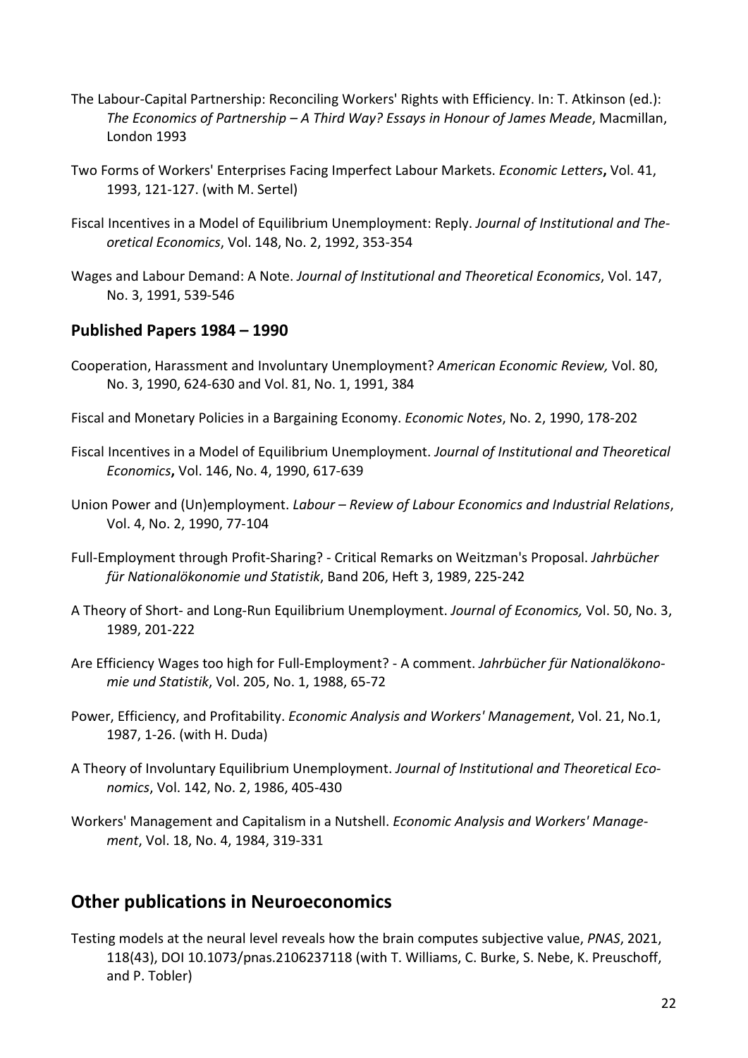The Labour-Capital Partnership: Reconciling Workers' Rights with Efficiency. In: T. Atkinson (ed.): *The Economics of Partnership – A Third Way? Essays in Honour of James Meade*, Macmillan, London 1993

Two Forms of Workers' Enterprises Facing Imperfect Labour Markets. *Economic Letters***,** Vol. 41, 1993, 121-127. (with M. Sertel)

Fiscal Incentives in a Model of Equilibrium Unemployment: Reply. *Journal of Institutional and Theoretical Economics*, Vol. 148, No. 2, 1992, 353-354

Wages and Labour Demand: A Note. *Journal of Institutional and Theoretical Economics*, Vol. 147, No. 3, 1991, 539-546

### Published Papers 1984 – 1990

Cooperation, Harassment and Involuntary Unemployment? *American Economic Review,* Vol. 80, No. 3, 1990, 624-630 and Vol. 81, No. 1, 1991, 384

Fiscal and Monetary Policies in a Bargaining Economy. *Economic Notes*, No. 2, 1990, 178-202

Fiscal Incentives in a Model of Equilibrium Unemployment. *Journal of Institutional and Theoretical Economics***,** Vol. 146, No. 4, 1990, 617-639

Union Power and (Un)employment. *Labour – Review of Labour Economics and Industrial Relations*, Vol. 4, No. 2, 1990, 77-104

Full-Employment through Profit-Sharing? - Critical Remarks on Weitzman's Proposal. *Jahrbücher für Nationalökonomie und Statistik*, Band 206, Heft 3, 1989, 225-242

A Theory of Short- and Long-Run Equilibrium Unemployment. *Journal of Economics,* Vol. 50, No. 3, 1989, 201-222

Are Efficiency Wages too high for Full-Employment? - A comment. *Jahrbücher für Nationalökonomie und Statistik*, Vol. 205, No. 1, 1988, 65-72

Power, Efficiency, and Profitability. *Economic Analysis and Workers' Management*, Vol. 21, No.1, 1987, 1-26. (with H. Duda)

A Theory of Involuntary Equilibrium Unemployment. *Journal of Institutional and Theoretical Economics*, Vol. 142, No. 2, 1986, 405-430

Workers' Management and Capitalism in a Nutshell. *Economic Analysis and Workers' Management*, Vol. 18, No. 4, 1984, 319-331

## Other publications in Neuroeconomics

Testing models at the neural level reveals how the brain computes subjective value, *PNAS*, 2021, 118(43), DOI 10.1073/pnas.2106237118 (with T. Williams, C. Burke, S. Nebe, K. Preuschoff, and P. Tobler)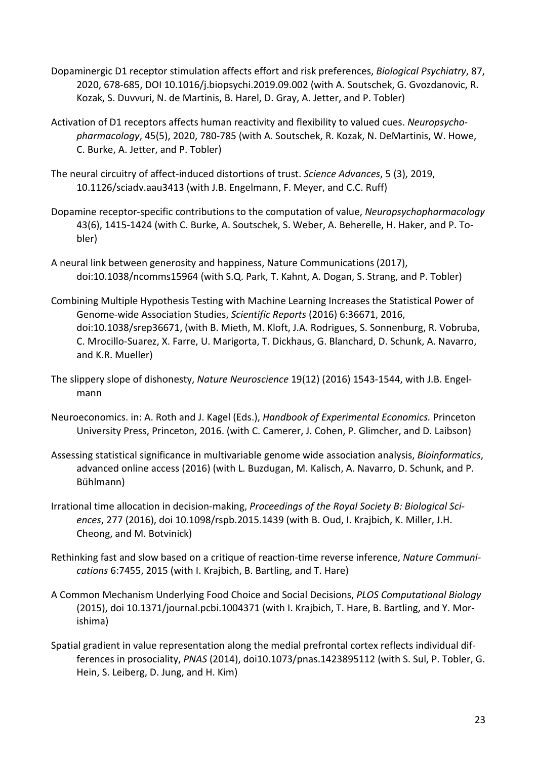Dopaminergic D1 receptor stimulation affects effort and risk preferences, *Biological Psychiatry*, 87, 2020, 678-685, DOI 10.1016/j.biopsychi.2019.09.002 (with A. Soutschek, G. Gvozdanovic, R. Kozak, S. Duvvuri, N. de Martinis, B. Harel, D. Gray, A. Jetter, and P. Tobler)

Activation of D1 receptors affects human reactivity and flexibility to valued cues. *Neuropsychopharmacology*, 45(5), 2020, 780-785 (with A. Soutschek, R. Kozak, N. DeMartinis, W. Howe, C. Burke, A. Jetter, and P. Tobler)

The neural circuitry of affect-induced distortions of trust. *Science Advances*, 5 (3), 2019, 10.1126/sciadv.aau3413 (with J.B. Engelmann, F. Meyer, and C.C. Ruff)

Dopamine receptor-specific contributions to the computation of value, *Neuropsychopharmacology* 43(6), 1415-1424 (with C. Burke, A. Soutschek, S. Weber, A. Beherelle, H. Haker, and P. Tobler)

A neural link between generosity and happiness, Nature Communications (2017), doi:10.1038/ncomms15964 (with S.Q. Park, T. Kahnt, A. Dogan, S. Strang, and P. Tobler)

Combining Multiple Hypothesis Testing with Machine Learning Increases the Statistical Power of Genome-wide Association Studies, *Scientific Reports* (2016) 6:36671, 2016, doi:10.1038/srep36671, (with B. Mieth, M. Kloft, J.A. Rodrigues, S. Sonnenburg, R. Vobruba, C. Mrocillo-Suarez, X. Farre, U. Marigorta, T. Dickhaus, G. Blanchard, D. Schunk, A. Navarro, and K.R. Mueller)

The slippery slope of dishonesty, *Nature Neuroscience* 19(12) (2016) 1543-1544, with J.B. Engelmann

Neuroeconomics. in: A. Roth and J. Kagel (Eds.), *Handbook of Experimental Economics.* Princeton University Press, Princeton, 2016. (with C. Camerer, J. Cohen, P. Glimcher, and D. Laibson)

Assessing statistical significance in multivariable genome wide association analysis, *Bioinformatics*, advanced online access (2016) (with L. Buzdugan, M. Kalisch, A. Navarro, D. Schunk, and P. Bühlmann)

Irrational time allocation in decision-making, *Proceedings of the Royal Society B: Biological Sciences*, 277 (2016), doi 10.1098/rspb.2015.1439 (with B. Oud, I. Krajbich, K. Miller, J.H. Cheong, and M. Botvinick)

Rethinking fast and slow based on a critique of reaction-time reverse inference, *Nature Communications* 6:7455, 2015 (with I. Krajbich, B. Bartling, and T. Hare)

A Common Mechanism Underlying Food Choice and Social Decisions, *PLOS Computational Biology* (2015), doi 10.1371/journal.pcbi.1004371 (with I. Krajbich, T. Hare, B. Bartling, and Y. Morishima)

Spatial gradient in value representation along the medial prefrontal cortex reflects individual differences in prosociality, *PNAS* (2014), doi10.1073/pnas.1423895112 (with S. Sul, P. Tobler, G. Hein, S. Leiberg, D. Jung, and H. Kim)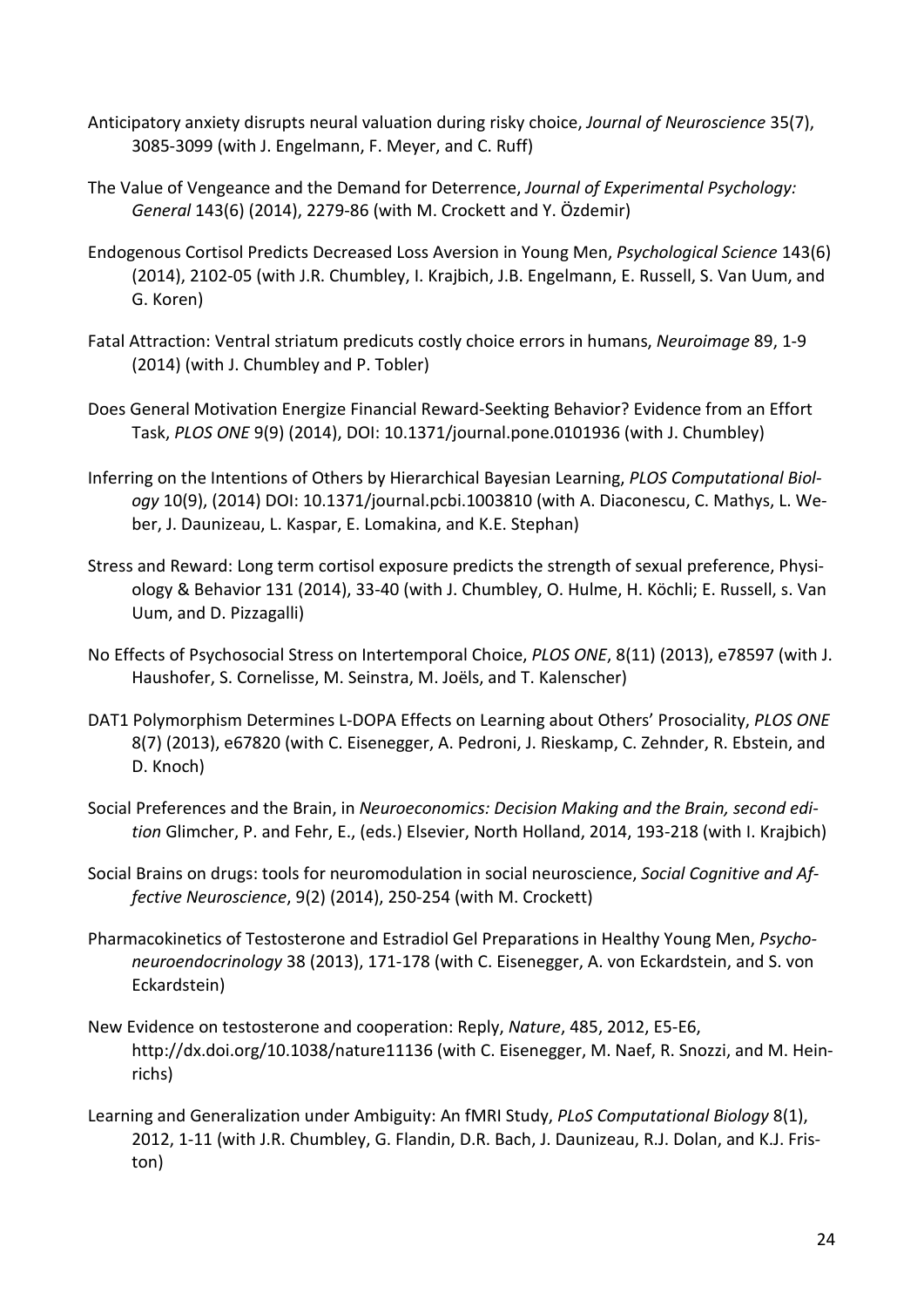Anticipatory anxiety disrupts neural valuation during risky choice, *Journal of Neuroscience* 35(7), 3085-3099 (with J. Engelmann, F. Meyer, and C. Ruff)

The Value of Vengeance and the Demand for Deterrence, *Journal of Experimental Psychology: General* 143(6) (2014), 2279-86 (with M. Crockett and Y. Özdemir)

Endogenous Cortisol Predicts Decreased Loss Aversion in Young Men, *Psychological Science* 143(6) (2014), 2102-05 (with J.R. Chumbley, I. Krajbich, J.B. Engelmann, E. Russell, S. Van Uum, and G. Koren)

Fatal Attraction: Ventral striatum predicuts costly choice errors in humans, *Neuroimage* 89, 1-9 (2014) (with J. Chumbley and P. Tobler)

Does General Motivation Energize Financial Reward-Seekting Behavior? Evidence from an Effort Task, *PLOS ONE* 9(9) (2014), DOI: 10.1371/journal.pone.0101936 (with J. Chumbley)

Inferring on the Intentions of Others by Hierarchical Bayesian Learning, *PLOS Computational Biology* 10(9), (2014) DOI: 10.1371/journal.pcbi.1003810 (with A. Diaconescu, C. Mathys, L. Weber, J. Daunizeau, L. Kaspar, E. Lomakina, and K.E. Stephan)

Stress and Reward: Long term cortisol exposure predicts the strength of sexual preference, Physiology & Behavior 131 (2014), 33-40 (with J. Chumbley, O. Hulme, H. Köchli; E. Russell, s. Van Uum, and D. Pizzagalli)

No Effects of Psychosocial Stress on Intertemporal Choice, *PLOS ONE*, 8(11) (2013), e78597 (with J. Haushofer, S. Cornelisse, M. Seinstra, M. Joëls, and T. Kalenscher)

DAT1 Polymorphism Determines L-DOPA Effects on Learning about Others' Prosociality, *PLOS ONE* 8(7) (2013), e67820 (with C. Eisenegger, A. Pedroni, J. Rieskamp, C. Zehnder, R. Ebstein, and D. Knoch)

Social Preferences and the Brain, in *Neuroeconomics: Decision Making and the Brain, second edition* Glimcher, P. and Fehr, E., (eds.) Elsevier, North Holland, 2014, 193-218 (with I. Krajbich)

Social Brains on drugs: tools for neuromodulation in social neuroscience, *Social Cognitive and Affective Neuroscience*, 9(2) (2014), 250-254 (with M. Crockett)

Pharmacokinetics of Testosterone and Estradiol Gel Preparations in Healthy Young Men, *Psychoneuroendocrinology* 38 (2013), 171-178 (with C. Eisenegger, A. von Eckardstein, and S. von Eckardstein)

New Evidence on testosterone and cooperation: Reply, *Nature*, 485, 2012, E5-E6, http://dx.doi.org/10.1038/nature11136 (with C. Eisenegger, M. Naef, R. Snozzi, and M. Heinrichs)

Learning and Generalization under Ambiguity: An fMRI Study, *PLoS Computational Biology* 8(1), 2012, 1-11 (with J.R. Chumbley, G. Flandin, D.R. Bach, J. Daunizeau, R.J. Dolan, and K.J. Friston)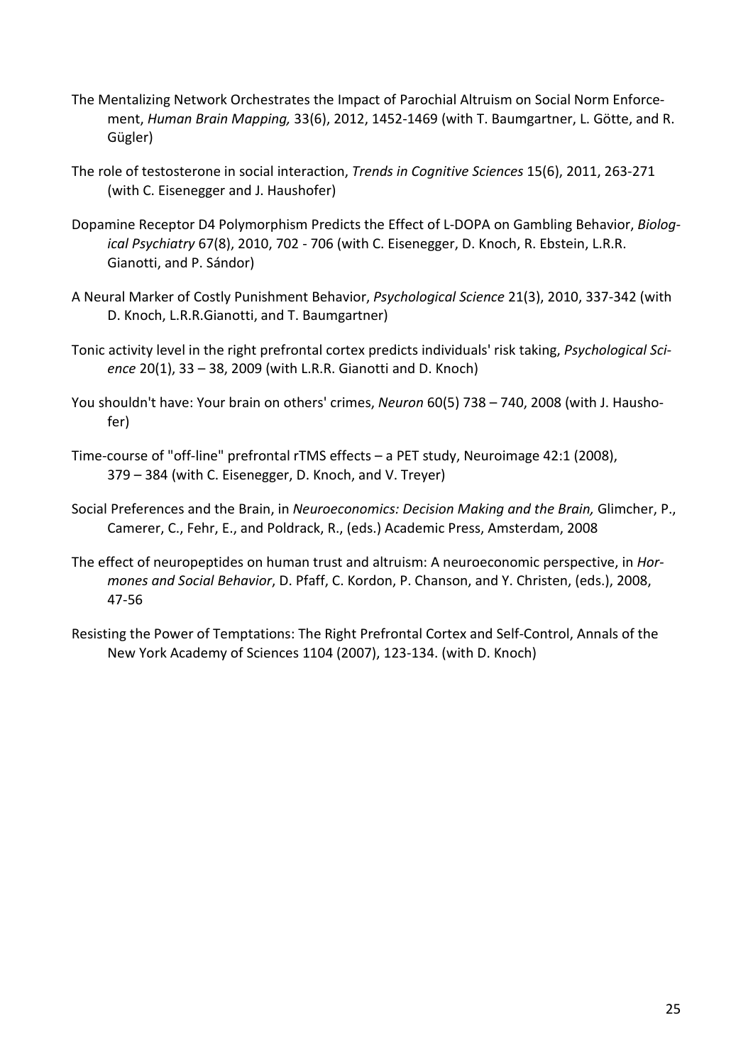The Mentalizing Network Orchestrates the Impact of Parochial Altruism on Social Norm Enforcement, *Human Brain Mapping,* 33(6), 2012, 1452-1469 (with T. Baumgartner, L. Götte, and R. Gügler)

The role of testosterone in social interaction, *Trends in Cognitive Sciences* 15(6), 2011, 263-271 (with C. Eisenegger and J. Haushofer)

Dopamine Receptor D4 Polymorphism Predicts the Effect of L-DOPA on Gambling Behavior, *Biological Psychiatry* 67(8), 2010, 702 - 706 (with C. Eisenegger, D. Knoch, R. Ebstein, L.R.R. Gianotti, and P. Sándor)

A Neural Marker of Costly Punishment Behavior, *Psychological Science* 21(3), 2010, 337-342 (with D. Knoch, L.R.R.Gianotti, and T. Baumgartner)

Tonic activity level in the right prefrontal cortex predicts individuals' risk taking, *Psychological Science* 20(1), 33 – 38, 2009 (with L.R.R. Gianotti and D. Knoch)

You shouldn't have: Your brain on others' crimes, *Neuron* 60(5) 738 – 740, 2008 (with J. Haushofer)

Time-course of "off-line" prefrontal rTMS effects – a PET study, Neuroimage 42:1 (2008), 379 – 384 (with C. Eisenegger, D. Knoch, and V. Treyer)

Social Preferences and the Brain, in *Neuroeconomics: Decision Making and the Brain,* Glimcher, P., Camerer, C., Fehr, E., and Poldrack, R., (eds.) Academic Press, Amsterdam, 2008

The effect of neuropeptides on human trust and altruism: A neuroeconomic perspective, in *Hormones and Social Behavior*, D. Pfaff, C. Kordon, P. Chanson, and Y. Christen, (eds.), 2008, 47-56

Resisting the Power of Temptations: The Right Prefrontal Cortex and Self-Control, Annals of the New York Academy of Sciences 1104 (2007), 123-134. (with D. Knoch)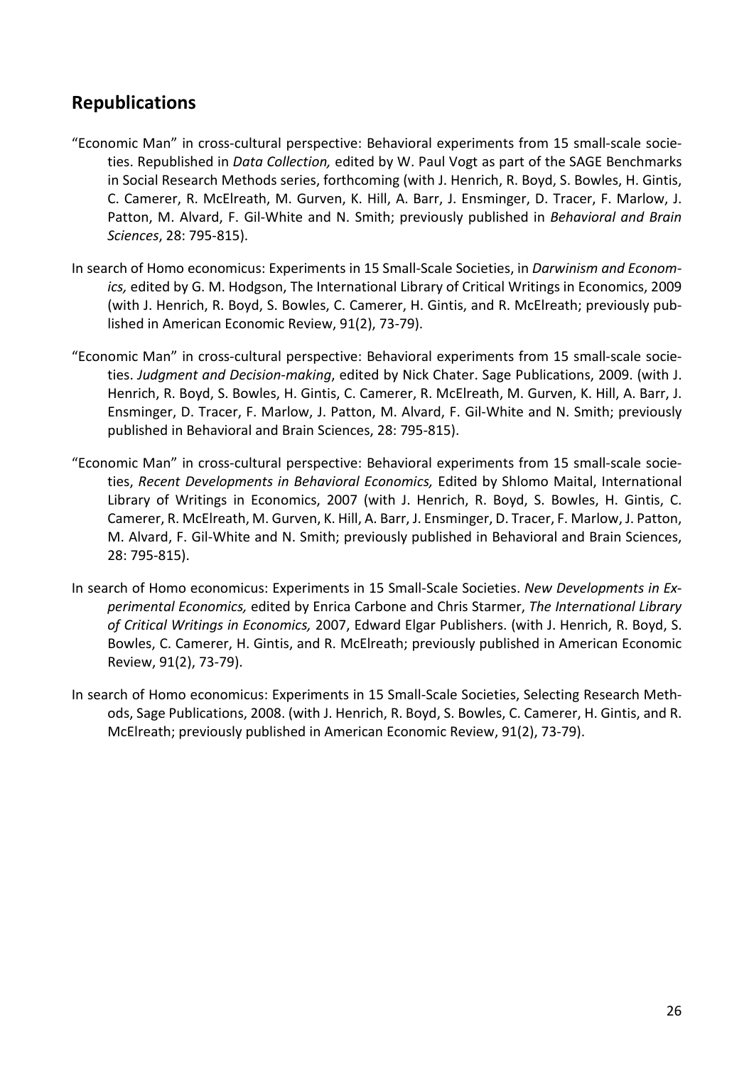## Republications

"Economic Man" in cross-cultural perspective: Behavioral experiments from 15 small-scale societies. Republished in *Data Collection,* edited by W. Paul Vogt as part of the SAGE Benchmarks in Social Research Methods series, forthcoming (with J. Henrich, R. Boyd, S. Bowles, H. Gintis, C. Camerer, R. McElreath, M. Gurven, K. Hill, A. Barr, J. Ensminger, D. Tracer, F. Marlow, J. Patton, M. Alvard, F. Gil-White and N. Smith; previously published in *Behavioral and Brain Sciences*, 28: 795-815).

In search of Homo economicus: Experiments in 15 Small-Scale Societies, in *Darwinism and Economics,* edited by G. M. Hodgson, The International Library of Critical Writings in Economics, 2009 (with J. Henrich, R. Boyd, S. Bowles, C. Camerer, H. Gintis, and R. McElreath; previously published in American Economic Review, 91(2), 73-79).

"Economic Man" in cross-cultural perspective: Behavioral experiments from 15 small-scale societies. *Judgment and Decision-making*, edited by Nick Chater. Sage Publications, 2009. (with J. Henrich, R. Boyd, S. Bowles, H. Gintis, C. Camerer, R. McElreath, M. Gurven, K. Hill, A. Barr, J. Ensminger, D. Tracer, F. Marlow, J. Patton, M. Alvard, F. Gil-White and N. Smith; previously published in Behavioral and Brain Sciences, 28: 795-815).

"Economic Man" in cross-cultural perspective: Behavioral experiments from 15 small-scale societies, *Recent Developments in Behavioral Economics,* Edited by Shlomo Maital, International Library of Writings in Economics, 2007 (with J. Henrich, R. Boyd, S. Bowles, H. Gintis, C. Camerer, R. McElreath, M. Gurven, K. Hill, A. Barr, J. Ensminger, D. Tracer, F. Marlow, J. Patton, M. Alvard, F. Gil-White and N. Smith; previously published in Behavioral and Brain Sciences, 28: 795-815).

In search of Homo economicus: Experiments in 15 Small-Scale Societies. *New Developments in Experimental Economics,* edited by Enrica Carbone and Chris Starmer, *The International Library of Critical Writings in Economics,* 2007, Edward Elgar Publishers. (with J. Henrich, R. Boyd, S. Bowles, C. Camerer, H. Gintis, and R. McElreath; previously published in American Economic Review, 91(2), 73-79).

In search of Homo economicus: Experiments in 15 Small-Scale Societies, Selecting Research Methods, Sage Publications, 2008. (with J. Henrich, R. Boyd, S. Bowles, C. Camerer, H. Gintis, and R. McElreath; previously published in American Economic Review, 91(2), 73-79).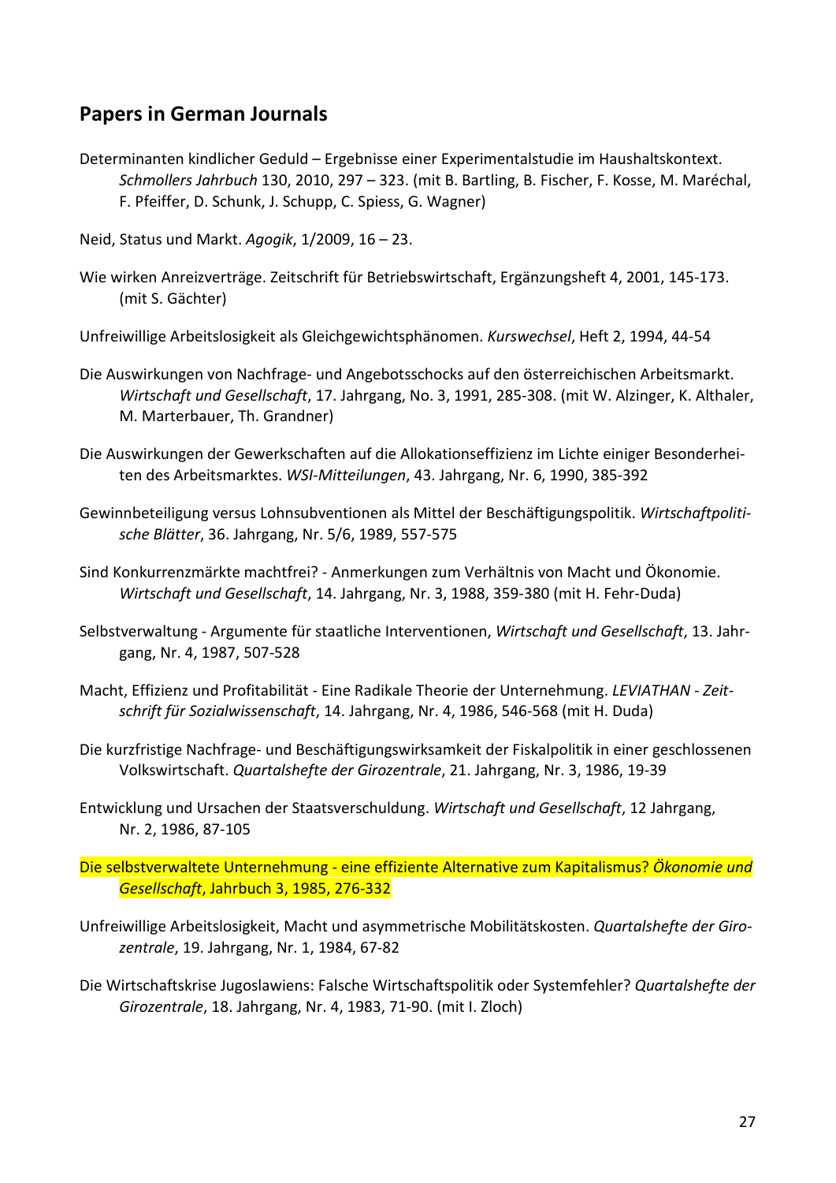## Papers in German Journals

Determinanten kindlicher Geduld – Ergebnisse einer Experimentalstudie im Haushaltskontext. *Schmollers Jahrbuch* 130, 2010, 297 – 323. (mit B. Bartling, B. Fischer, F. Kosse, M. Maréchal, F. Pfeiffer, D. Schunk, J. Schupp, C. Spiess, G. Wagner)

Neid, Status und Markt. *Agogik*, 1/2009, 16 – 23.

Wie wirken Anreizverträge. Zeitschrift für Betriebswirtschaft, Ergänzungsheft 4, 2001, 145-173. (mit S. Gächter)

Unfreiwillige Arbeitslosigkeit als Gleichgewichtsphänomen. *Kurswechsel*, Heft 2, 1994, 44-54

Die Auswirkungen von Nachfrage- und Angebotsschocks auf den österreichischen Arbeitsmarkt. *Wirtschaft und Gesellschaft*, 17. Jahrgang, No. 3, 1991, 285-308. (mit W. Alzinger, K. Althaler, M. Marterbauer, Th. Grandner)

Die Auswirkungen der Gewerkschaften auf die Allokationseffizienz im Lichte einiger Besonderheiten des Arbeitsmarktes. *WSI-Mitteilungen*, 43. Jahrgang, Nr. 6, 1990, 385-392

Gewinnbeteiligung versus Lohnsubventionen als Mittel der Beschäftigungspolitik. *Wirtschaftpolitische Blätter*, 36. Jahrgang, Nr. 5/6, 1989, 557-575

Sind Konkurrenzmärkte machtfrei? - Anmerkungen zum Verhältnis von Macht und Ökonomie. *Wirtschaft und Gesellschaft*, 14. Jahrgang, Nr. 3, 1988, 359-380 (mit H. Fehr-Duda)

Selbstverwaltung - Argumente für staatliche Interventionen, *Wirtschaft und Gesellschaft*, 13. Jahrgang, Nr. 4, 1987, 507-528

Macht, Effizienz und Profitabilität - Eine Radikale Theorie der Unternehmung. *LEVIATHAN - Zeitschrift für Sozialwissenschaft*, 14. Jahrgang, Nr. 4, 1986, 546-568 (mit H. Duda)

Die kurzfristige Nachfrage- und Beschäftigungswirksamkeit der Fiskalpolitik in einer geschlossenen Volkswirtschaft. *Quartalshefte der Girozentrale*, 21. Jahrgang, Nr. 3, 1986, 19-39

Entwicklung und Ursachen der Staatsverschuldung. *Wirtschaft und Gesellschaft*, 12 Jahrgang, Nr. 2, 1986, 87-105

Die selbstverwaltete Unternehmung - eine effiziente Alternative zum Kapitalismus? *Ökonomie und Gesellschaft*, Jahrbuch 3, 1985, 276-332

Unfreiwillige Arbeitslosigkeit, Macht und asymmetrische Mobilitätskosten. *Quartalshefte der Girozentrale*, 19. Jahrgang, Nr. 1, 1984, 67-82

Die Wirtschaftskrise Jugoslawiens: Falsche Wirtschaftspolitik oder Systemfehler? *Quartalshefte der Girozentrale*, 18. Jahrgang, Nr. 4, 1983, 71-90. (mit I. Zloch)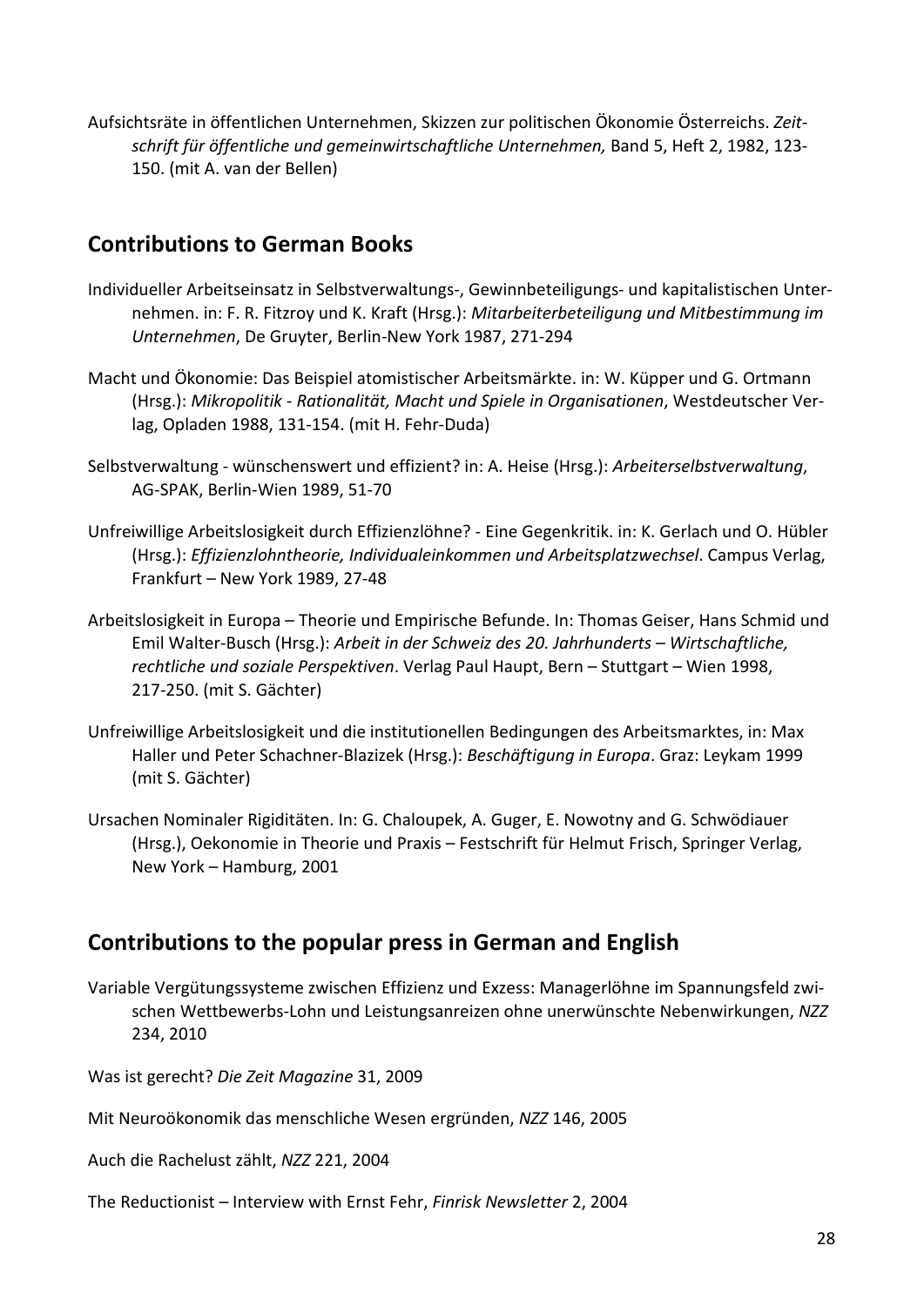Aufsichtsräte in öffentlichen Unternehmen, Skizzen zur politischen Ökonomie Österreichs. *Zeitschrift für öffentliche und gemeinwirtschaftliche Unternehmen,* Band 5, Heft 2, 1982, 123-150. (mit A. van der Bellen)

## Contributions to German Books

Individueller Arbeitseinsatz in Selbstverwaltungs-, Gewinnbeteiligungs- und kapitalistischen Unternehmen. in: F. R. Fitzroy und K. Kraft (Hrsg.): *Mitarbeiterbeteiligung und Mitbestimmung im Unternehmen*, De Gruyter, Berlin-New York 1987, 271-294

Macht und Ökonomie: Das Beispiel atomistischer Arbeitsmärkte. in: W. Küpper und G. Ortmann (Hrsg.): *Mikropolitik - Rationalität, Macht und Spiele in Organisationen*, Westdeutscher Verlag, Opladen 1988, 131-154. (mit H. Fehr-Duda)

Selbstverwaltung - wünschenswert und effizient? in: A. Heise (Hrsg.): *Arbeiterselbstverwaltung*, AG-SPAK, Berlin-Wien 1989, 51-70

Unfreiwillige Arbeitslosigkeit durch Effizienzlöhne? - Eine Gegenkritik. in: K. Gerlach und O. Hübler (Hrsg.): *Effizienzlohntheorie, Individualeinkommen und Arbeitsplatzwechsel*. Campus Verlag, Frankfurt – New York 1989, 27-48

Arbeitslosigkeit in Europa – Theorie und Empirische Befunde. In: Thomas Geiser, Hans Schmid und Emil Walter-Busch (Hrsg.): *Arbeit in der Schweiz des 20. Jahrhunderts – Wirtschaftliche, rechtliche und soziale Perspektiven*. Verlag Paul Haupt, Bern – Stuttgart – Wien 1998, 217-250. (mit S. Gächter)

Unfreiwillige Arbeitslosigkeit und die institutionellen Bedingungen des Arbeitsmarktes, in: Max Haller und Peter Schachner-Blazizek (Hrsg.): *Beschäftigung in Europa*. Graz: Leykam 1999 (mit S. Gächter)

Ursachen Nominaler Rigiditäten. In: G. Chaloupek, A. Guger, E. Nowotny and G. Schwödiauer (Hrsg.), Oekonomie in Theorie und Praxis – Festschrift für Helmut Frisch, Springer Verlag, New York – Hamburg, 2001

## Contributions to the popular press in German and English

Variable Vergütungssysteme zwischen Effizienz und Exzess: Managerlöhne im Spannungsfeld zwischen Wettbewerbs-Lohn und Leistungsanreizen ohne unerwünschte Nebenwirkungen, *NZZ* 234, 2010

Was ist gerecht? *Die Zeit Magazine* 31, 2009

Mit Neuroökonomik das menschliche Wesen ergründen, *NZZ* 146, 2005

Auch die Rachelust zählt, *NZZ* 221, 2004

The Reductionist – Interview with Ernst Fehr, *Finrisk Newsletter* 2, 2004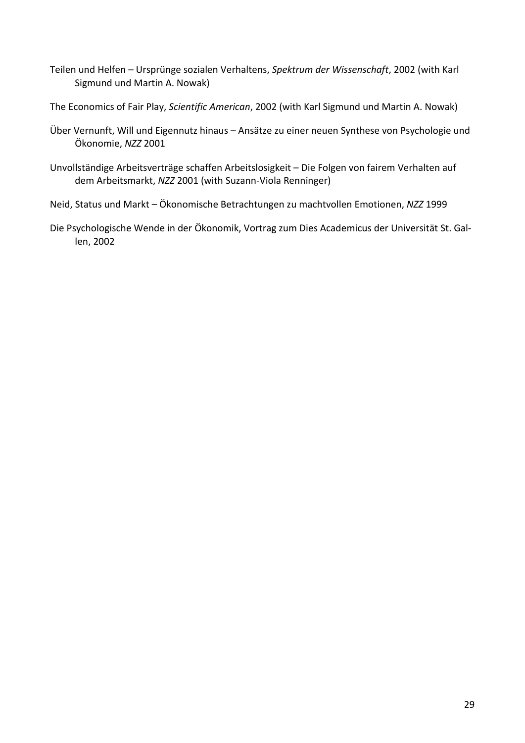Teilen und Helfen – Ursprünge sozialen Verhaltens, *Spektrum der Wissenschaft*, 2002 (with Karl Sigmund und Martin A. Nowak)

The Economics of Fair Play, *Scientific American*, 2002 (with Karl Sigmund und Martin A. Nowak)

Über Vernunft, Will und Eigennutz hinaus – Ansätze zu einer neuen Synthese von Psychologie und Ökonomie, *NZZ* 2001

Unvollständige Arbeitsverträge schaffen Arbeitslosigkeit – Die Folgen von fairem Verhalten auf dem Arbeitsmarkt, *NZZ* 2001 (with Suzann-Viola Renninger)

Neid, Status und Markt – Ökonomische Betrachtungen zu machtvollen Emotionen, *NZZ* 1999

Die Psychologische Wende in der Ökonomik, Vortrag zum Dies Academicus der Universität St. Gallen, 2002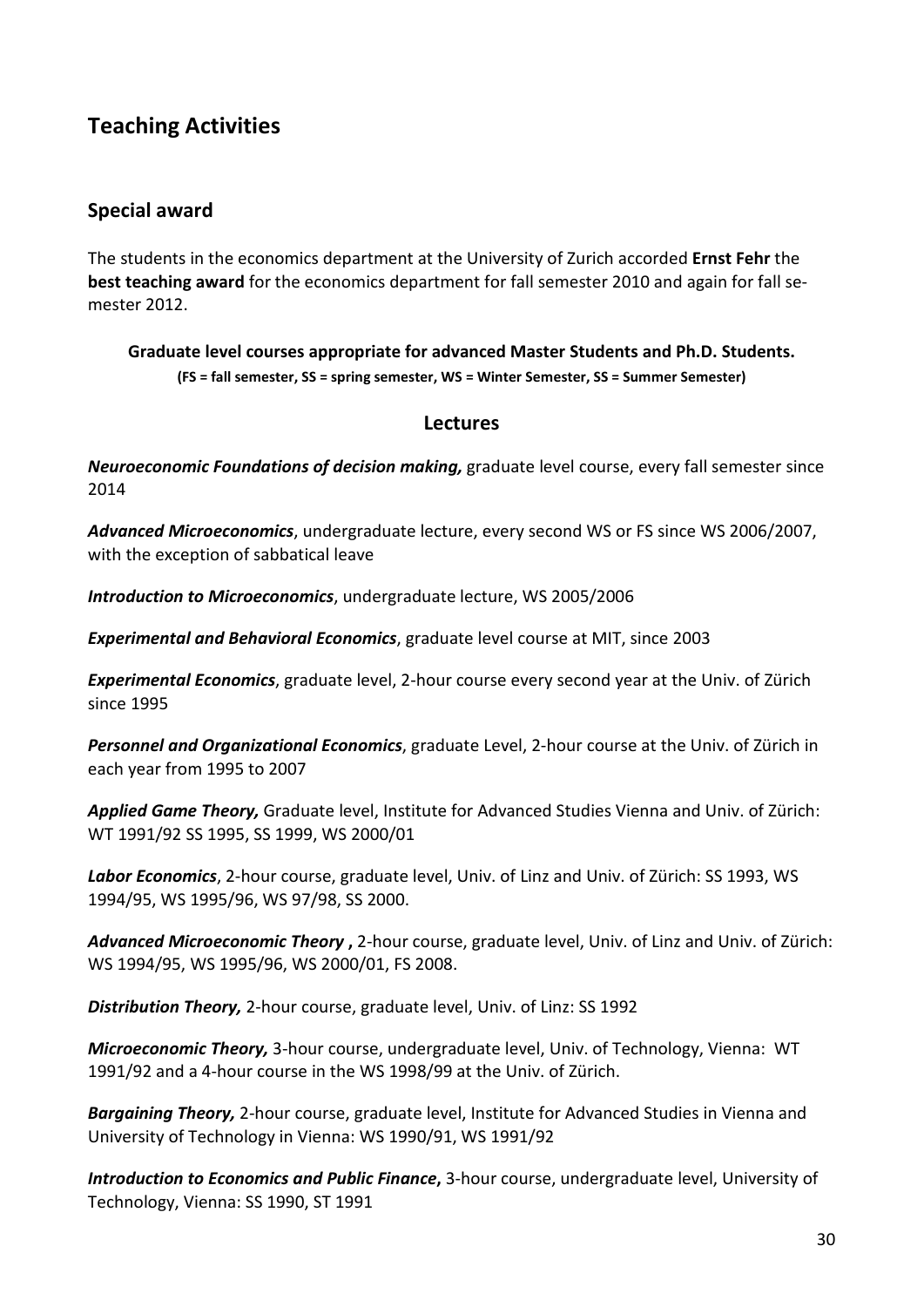# Teaching Activities

## Special award

The students in the economics department at the University of Zurich accorded **Ernst Fehr** the **best teaching award** for the economics department for fall semester 2010 and again for fall semester 2012.

**Graduate level courses appropriate for advanced Master Students and Ph.D. Students.**
**(FS = fall semester, SS = spring semester, WS = Winter Semester, SS = Summer Semester)**

### Lectures

***Neuroeconomic Foundations of decision making,*** graduate level course, every fall semester since 2014

***Advanced Microeconomics***, undergraduate lecture, every second WS or FS since WS 2006/2007, with the exception of sabbatical leave

***Introduction to Microeconomics***, undergraduate lecture, WS 2005/2006

***Experimental and Behavioral Economics***, graduate level course at MIT, since 2003

***Experimental Economics***, graduate level, 2-hour course every second year at the Univ. of Zürich since 1995

***Personnel and Organizational Economics***, graduate Level, 2-hour course at the Univ. of Zürich in each year from 1995 to 2007

***Applied Game Theory,*** Graduate level, Institute for Advanced Studies Vienna and Univ. of Zürich: WT 1991/92 SS 1995, SS 1999, WS 2000/01

***Labor Economics***, 2-hour course, graduate level, Univ. of Linz and Univ. of Zürich: SS 1993, WS 1994/95, WS 1995/96, WS 97/98, SS 2000.

***Advanced Microeconomic Theory ,*** 2-hour course, graduate level, Univ. of Linz and Univ. of Zürich: WS 1994/95, WS 1995/96, WS 2000/01, FS 2008.

***Distribution Theory,*** 2-hour course, graduate level, Univ. of Linz: SS 1992

***Microeconomic Theory,*** 3-hour course, undergraduate level, Univ. of Technology, Vienna: WT 1991/92 and a 4-hour course in the WS 1998/99 at the Univ. of Zürich.

***Bargaining Theory,*** 2-hour course, graduate level, Institute for Advanced Studies in Vienna and University of Technology in Vienna: WS 1990/91, WS 1991/92

***Introduction to Economics and Public Finance*****,** 3-hour course, undergraduate level, University of Technology, Vienna: SS 1990, ST 1991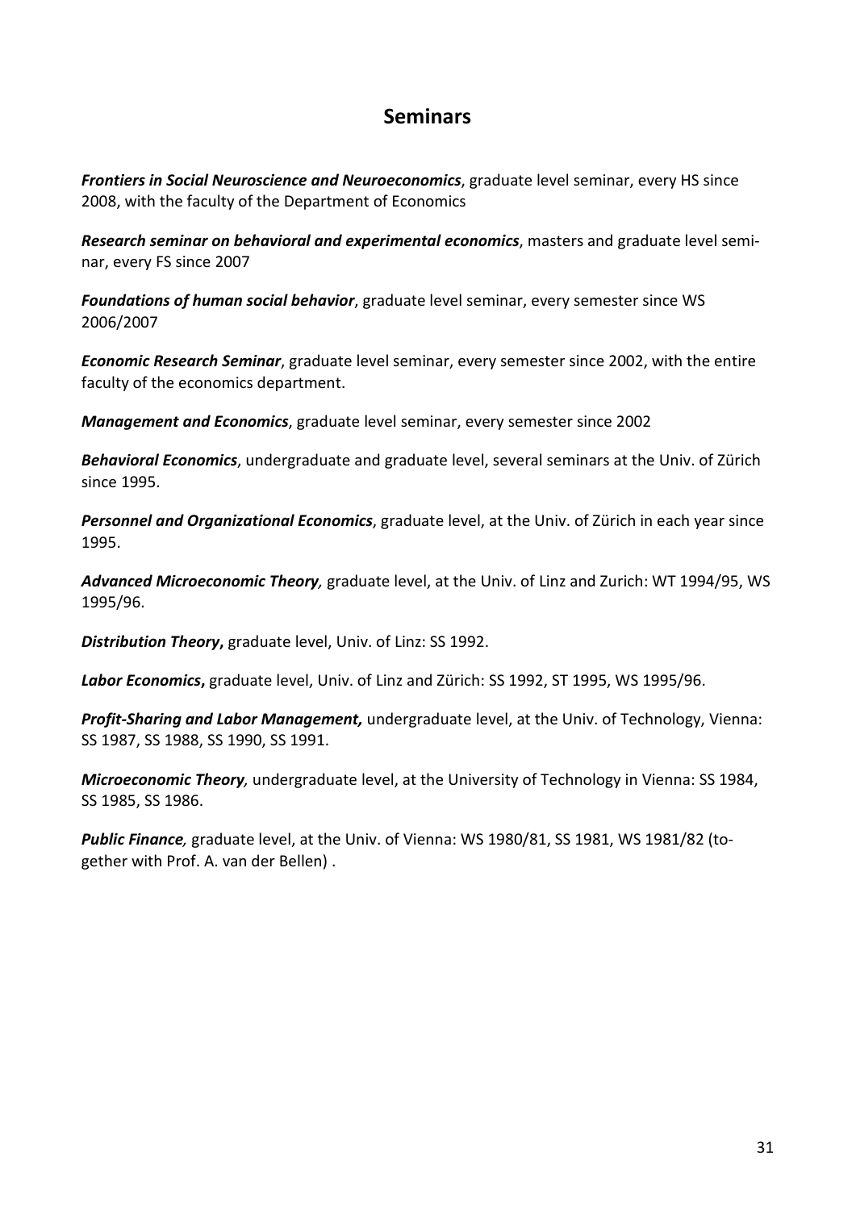## Seminars

***Frontiers in Social Neuroscience and Neuroeconomics***, graduate level seminar, every HS since 2008, with the faculty of the Department of Economics

***Research seminar on behavioral and experimental economics***, masters and graduate level seminar, every FS since 2007

***Foundations of human social behavior***, graduate level seminar, every semester since WS 2006/2007

***Economic Research Seminar***, graduate level seminar, every semester since 2002, with the entire faculty of the economics department.

***Management and Economics***, graduate level seminar, every semester since 2002

***Behavioral Economics***, undergraduate and graduate level, several seminars at the Univ. of Zürich since 1995.

***Personnel and Organizational Economics***, graduate level, at the Univ. of Zürich in each year since 1995.

***Advanced Microeconomic Theory**,* graduate level, at the Univ. of Linz and Zurich: WT 1994/95, WS 1995/96.

***Distribution Theory*****,** graduate level, Univ. of Linz: SS 1992.

***Labor Economics*****,** graduate level, Univ. of Linz and Zürich: SS 1992, ST 1995, WS 1995/96.

***Profit-Sharing and Labor Management,*** undergraduate level, at the Univ. of Technology, Vienna: SS 1987, SS 1988, SS 1990, SS 1991.

***Microeconomic Theory**,* undergraduate level, at the University of Technology in Vienna: SS 1984, SS 1985, SS 1986.

***Public Finance**,* graduate level, at the Univ. of Vienna: WS 1980/81, SS 1981, WS 1981/82 (together with Prof. A. van der Bellen) .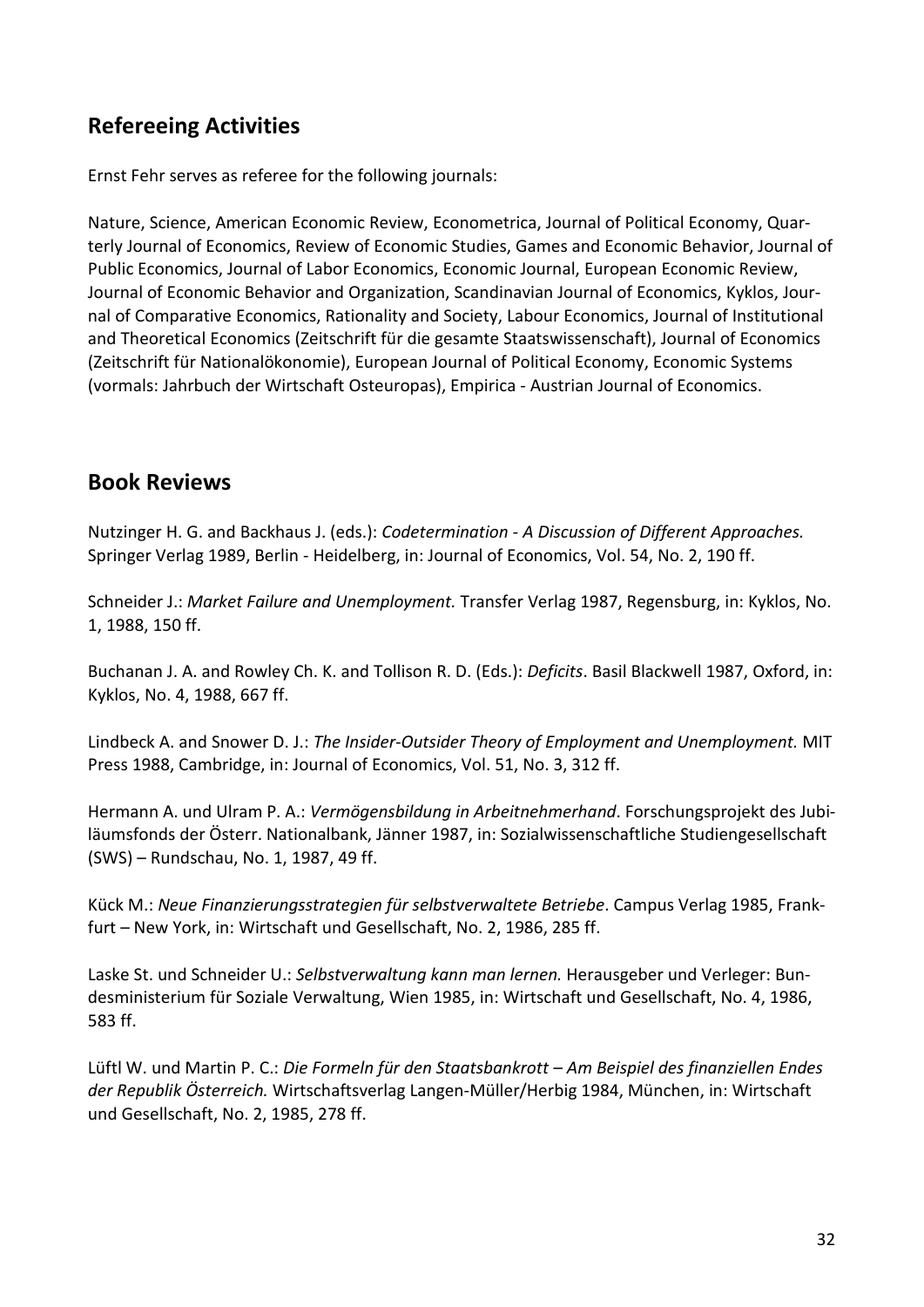## Refereeing Activities

Ernst Fehr serves as referee for the following journals:

Nature, Science, American Economic Review, Econometrica, Journal of Political Economy, Quarterly Journal of Economics, Review of Economic Studies, Games and Economic Behavior, Journal of Public Economics, Journal of Labor Economics, Economic Journal, European Economic Review, Journal of Economic Behavior and Organization, Scandinavian Journal of Economics, Kyklos, Journal of Comparative Economics, Rationality and Society, Labour Economics, Journal of Institutional and Theoretical Economics (Zeitschrift für die gesamte Staatswissenschaft), Journal of Economics (Zeitschrift für Nationalökonomie), European Journal of Political Economy, Economic Systems (vormals: Jahrbuch der Wirtschaft Osteuropas), Empirica - Austrian Journal of Economics.

## Book Reviews

Nutzinger H. G. and Backhaus J. (eds.): *Codetermination - A Discussion of Different Approaches.* Springer Verlag 1989, Berlin - Heidelberg, in: Journal of Economics, Vol. 54, No. 2, 190 ff.

Schneider J.: *Market Failure and Unemployment.* Transfer Verlag 1987, Regensburg, in: Kyklos, No. 1, 1988, 150 ff.

Buchanan J. A. and Rowley Ch. K. and Tollison R. D. (Eds.): *Deficits*. Basil Blackwell 1987, Oxford, in: Kyklos, No. 4, 1988, 667 ff.

Lindbeck A. and Snower D. J.: *The Insider-Outsider Theory of Employment and Unemployment.* MIT Press 1988, Cambridge, in: Journal of Economics, Vol. 51, No. 3, 312 ff.

Hermann A. und Ulram P. A.: *Vermögensbildung in Arbeitnehmerhand*. Forschungsprojekt des Jubiläumsfonds der Österr. Nationalbank, Jänner 1987, in: Sozialwissenschaftliche Studiengesellschaft (SWS) – Rundschau, No. 1, 1987, 49 ff.

Kück M.: *Neue Finanzierungsstrategien für selbstverwaltete Betriebe*. Campus Verlag 1985, Frankfurt – New York, in: Wirtschaft und Gesellschaft, No. 2, 1986, 285 ff.

Laske St. und Schneider U.: *Selbstverwaltung kann man lernen.* Herausgeber und Verleger: Bundesministerium für Soziale Verwaltung, Wien 1985, in: Wirtschaft und Gesellschaft, No. 4, 1986, 583 ff.

Lüftl W. und Martin P. C.: *Die Formeln für den Staatsbankrott – Am Beispiel des finanziellen Endes der Republik Österreich.* Wirtschaftsverlag Langen-Müller/Herbig 1984, München, in: Wirtschaft und Gesellschaft, No. 2, 1985, 278 ff.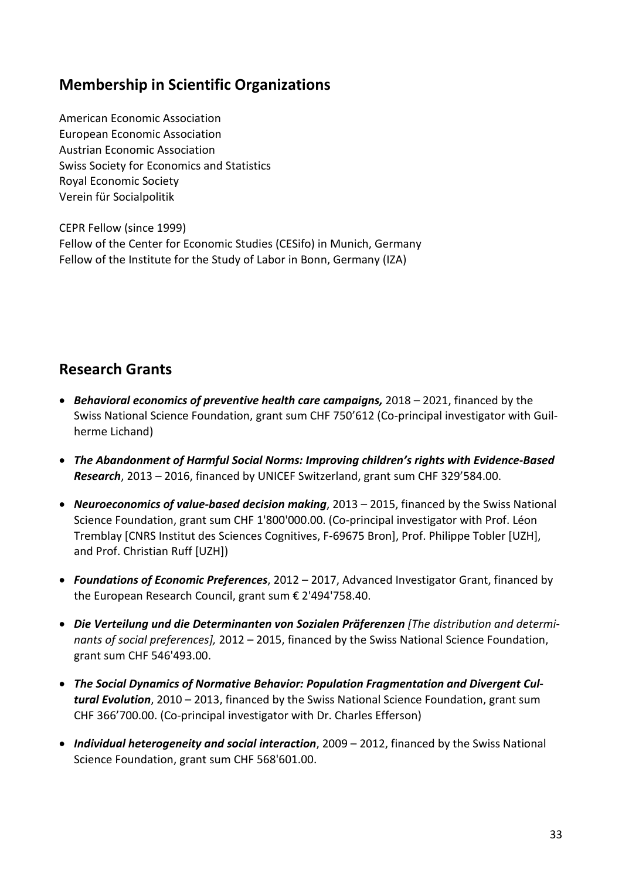## Membership in Scientific Organizations

American Economic Association
European Economic Association
Austrian Economic Association
Swiss Society for Economics and Statistics
Royal Economic Society
Verein für Socialpolitik

CEPR Fellow (since 1999)
Fellow of the Center for Economic Studies (CESifo) in Munich, Germany
Fellow of the Institute for the Study of Labor in Bonn, Germany (IZA)

## Research Grants

- ***Behavioral economics of preventive health care campaigns,*** 2018 – 2021, financed by the Swiss National Science Foundation, grant sum CHF 750'612 (Co-principal investigator with Guilherme Lichand)
- ***The Abandonment of Harmful Social Norms: Improving children's rights with Evidence-Based Research***, 2013 – 2016, financed by UNICEF Switzerland, grant sum CHF 329'584.00.
- ***Neuroeconomics of value-based decision making***, 2013 – 2015, financed by the Swiss National Science Foundation, grant sum CHF 1'800'000.00. (Co-principal investigator with Prof. Léon Tremblay [CNRS Institut des Sciences Cognitives, F-69675 Bron], Prof. Philippe Tobler [UZH], and Prof. Christian Ruff [UZH])
- ***Foundations of Economic Preferences***, 2012 – 2017, Advanced Investigator Grant, financed by the European Research Council, grant sum € 2'494'758.40.
- ***Die Verteilung und die Determinanten von Sozialen Präferenzen*** *[The distribution and determinants of social preferences],* 2012 – 2015, financed by the Swiss National Science Foundation, grant sum CHF 546'493.00.
- ***The Social Dynamics of Normative Behavior: Population Fragmentation and Divergent Cultural Evolution***, 2010 – 2013, financed by the Swiss National Science Foundation, grant sum CHF 366'700.00. (Co-principal investigator with Dr. Charles Efferson)
- ***Individual heterogeneity and social interaction***, 2009 – 2012, financed by the Swiss National Science Foundation, grant sum CHF 568'601.00.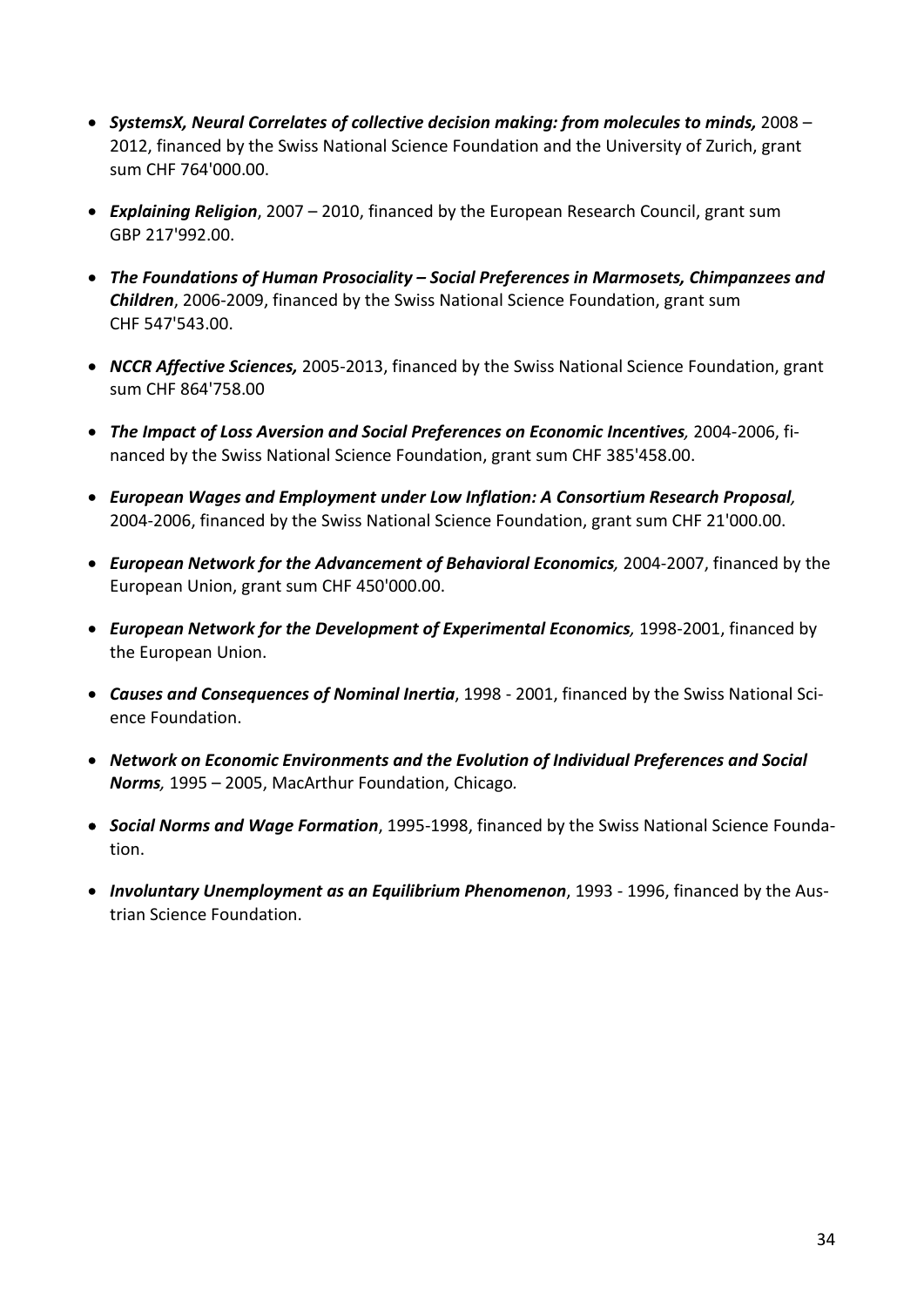- ***SystemsX, Neural Correlates of collective decision making: from molecules to minds,*** 2008 – 2012, financed by the Swiss National Science Foundation and the University of Zurich, grant sum CHF 764'000.00.

- ***Explaining Religion***, 2007 – 2010, financed by the European Research Council, grant sum GBP 217'992.00.

- ***The Foundations of Human Prosociality – Social Preferences in Marmosets, Chimpanzees and Children***, 2006-2009, financed by the Swiss National Science Foundation, grant sum CHF 547'543.00.

- ***NCCR Affective Sciences,*** 2005-2013, financed by the Swiss National Science Foundation, grant sum CHF 864'758.00

- ***The Impact of Loss Aversion and Social Preferences on Economic Incentives,*** 2004-2006, financed by the Swiss National Science Foundation, grant sum CHF 385'458.00.

- ***European Wages and Employment under Low Inflation: A Consortium Research Proposal,*** 2004-2006, financed by the Swiss National Science Foundation, grant sum CHF 21'000.00.

- ***European Network for the Advancement of Behavioral Economics,*** 2004-2007, financed by the European Union, grant sum CHF 450'000.00.

- ***European Network for the Development of Experimental Economics,*** 1998-2001, financed by the European Union.

- ***Causes and Consequences of Nominal Inertia***, 1998 - 2001, financed by the Swiss National Science Foundation.

- ***Network on Economic Environments and the Evolution of Individual Preferences and Social Norms,*** 1995 – 2005, MacArthur Foundation, Chicago*.*

- ***Social Norms and Wage Formation***, 1995-1998, financed by the Swiss National Science Foundation.

- ***Involuntary Unemployment as an Equilibrium Phenomenon***, 1993 - 1996, financed by the Austrian Science Foundation.